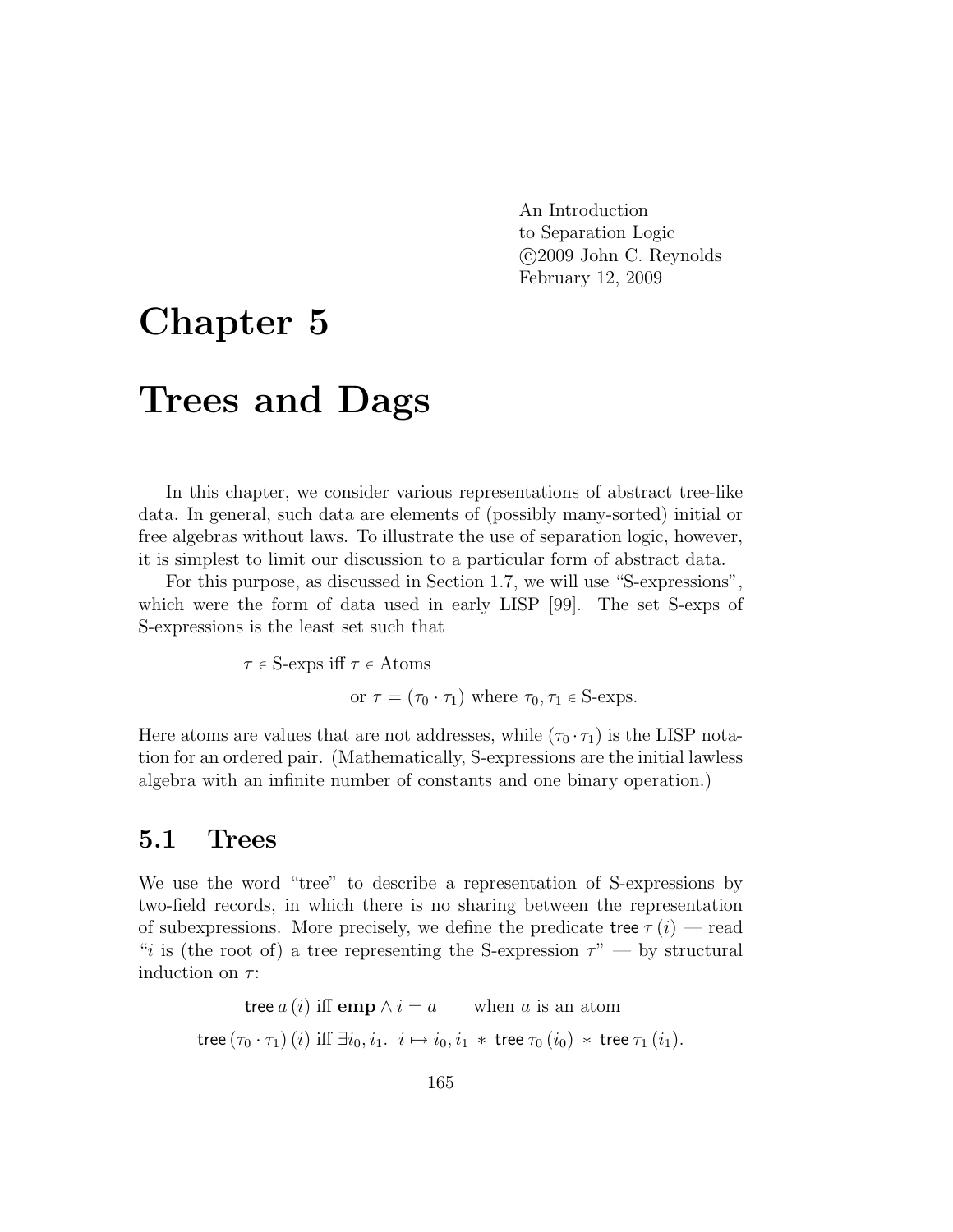An Introduction
to Separation Logic
©2009 John C. Reynolds
February 12, 2009

# Chapter 5

# Trees and Dags

In this chapter, we consider various representations of abstract tree-like data. In general, such data are elements of (possibly many-sorted) initial or free algebras without laws. To illustrate the use of separation logic, however, it is simplest to limit our discussion to a particular form of abstract data.

For this purpose, as discussed in Section 1.7, we will use "S-expressions", which were the form of data used in early LISP [99]. The set S-exps of S-expressions is the least set such that

$$\tau \in \text{S-exps iff } \tau \in \text{Atoms}$$

$$\text{or } \tau = (\tau_0 \cdot \tau_1) \text{ where } \tau_0, \tau_1 \in \text{S-exps}.$$

Here atoms are values that are not addresses, while $(\tau_0 \cdot \tau_1)$ is the LISP notation for an ordered pair. (Mathematically, S-expressions are the initial lawless algebra with an infinite number of constants and one binary operation.)

## 5.1 Trees

We use the word "tree" to describe a representation of S-expressions by two-field records, in which there is no sharing between the representation of subexpressions. More precisely, we define the predicate $\mathsf{tree}\ \tau\ (i)$ — read "$i$ is (the root of) a tree representing the S-expression $\tau$" — by structural induction on $\tau$:

$$\mathsf{tree}\ a\ (i) \text{ iff } \mathbf{emp} \wedge i = a \qquad \text{when } a \text{ is an atom}$$

$$\mathsf{tree}\ (\tau_0 \cdot \tau_1)\ (i) \text{ iff } \exists i_0, i_1.\ \ i \mapsto i_0, i_1\ *\ \mathsf{tree}\ \tau_0\ (i_0)\ *\ \mathsf{tree}\ \tau_1\ (i_1).$$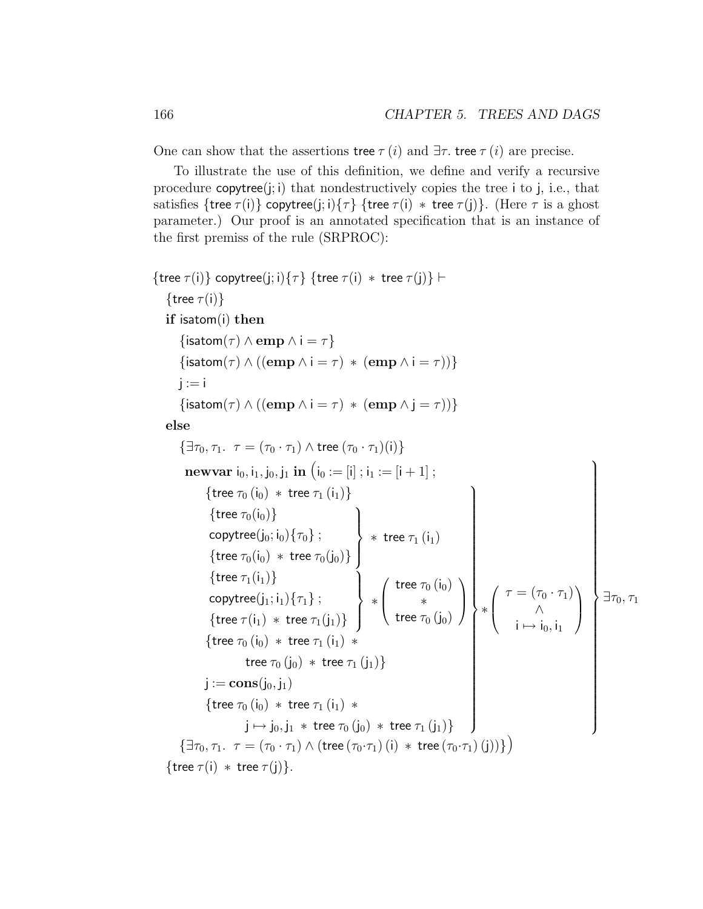One can show that the assertions $\mathsf{tree}\ \tau\ (i)$ and $\exists\tau.\ \mathsf{tree}\ \tau\ (i)$ are precise.

To illustrate the use of this definition, we define and verify a recursive procedure $\mathsf{copytree(j;i)}$ that nondestructively copies the tree $\mathsf{i}$ to $\mathsf{j}$, i.e., that satisfies $\{\mathsf{tree}\ \tau(\mathsf{i})\}\ \mathsf{copytree(j;i)}\{\tau\}\ \{\mathsf{tree}\ \tau(\mathsf{i})\ *\ \mathsf{tree}\ \tau(\mathsf{j})\}$. (Here $\tau$ is a ghost parameter.) Our proof is an annotated specification that is an instance of the first premiss of the rule (SRPROC):

$$
\begin{array}{l}
\{\mathsf{tree}\ \tau(\mathsf{i})\}\ \mathsf{copytree(j;i)}\{\tau\}\ \{\mathsf{tree}\ \tau(\mathsf{i})\ *\ \mathsf{tree}\ \tau(\mathsf{j})\} \vdash \\
\quad \{\mathsf{tree}\ \tau(\mathsf{i})\} \\
\quad \textbf{if}\ \mathsf{isatom(i)}\ \textbf{then} \\
\qquad \{\mathsf{isatom}(\tau) \wedge \textbf{emp} \wedge \mathsf{i} = \tau\} \\
\qquad \{\mathsf{isatom}(\tau) \wedge ((\textbf{emp} \wedge \mathsf{i} = \tau)\ *\ (\textbf{emp} \wedge \mathsf{i} = \tau))\} \\
\qquad \mathsf{j} := \mathsf{i} \\
\qquad \{\mathsf{isatom}(\tau) \wedge ((\textbf{emp} \wedge \mathsf{i} = \tau)\ *\ (\textbf{emp} \wedge \mathsf{j} = \tau))\} \\
\quad \textbf{else} \\
\qquad \{\exists\tau_0, \tau_1.\ \ \tau = (\tau_0 \cdot \tau_1) \wedge \mathsf{tree}\ (\tau_0 \cdot \tau_1)(\mathsf{i})\} \\
\qquad \left.\begin{array}{l}
\textbf{newvar}\ \mathsf{i_0, i_1, j_0, j_1}\ \textbf{in}\ \big(\mathsf{i_0} := [\mathsf{i}]\ ;\ \mathsf{i_1} := [\mathsf{i}+1]\ ; \\
\quad \left.\begin{array}{l}
\{\mathsf{tree}\ \tau_0\ (\mathsf{i_0})\ *\ \mathsf{tree}\ \tau_1\ (\mathsf{i_1})\} \\
\left.\begin{array}{l}
\{\mathsf{tree}\ \tau_0(\mathsf{i_0})\} \\
\mathsf{copytree(j_0;i_0)}\{\tau_0\}\ ; \\
\{\mathsf{tree}\ \tau_0(\mathsf{i_0})\ *\ \mathsf{tree}\ \tau_0(\mathsf{j_0})\}
\end{array}\right\}\ *\ \mathsf{tree}\ \tau_1\ (\mathsf{i_1}) \\
\left.\begin{array}{l}
\{\mathsf{tree}\ \tau_1(\mathsf{i_1})\} \\
\mathsf{copytree(j_1;i_1)}\{\tau_1\}\ ; \\
\{\mathsf{tree}\ \tau(\mathsf{i_1})\ *\ \mathsf{tree}\ \tau_1(\mathsf{j_1})\}
\end{array}\right\}\ *\ \left(\begin{array}{c}\mathsf{tree}\ \tau_0\ (\mathsf{i_0}) \\ * \\ \mathsf{tree}\ \tau_0\ (\mathsf{j_0})\end{array}\right) \\
\{\mathsf{tree}\ \tau_0\ (\mathsf{i_0})\ *\ \mathsf{tree}\ \tau_1\ (\mathsf{i_1})\ * \\
\qquad \mathsf{tree}\ \tau_0\ (\mathsf{j_0})\ *\ \mathsf{tree}\ \tau_1\ (\mathsf{j_1})\} \\
\mathsf{j} := \textbf{cons}(\mathsf{j_0}, \mathsf{j_1}) \\
\{\mathsf{tree}\ \tau_0\ (\mathsf{i_0})\ *\ \mathsf{tree}\ \tau_1\ (\mathsf{i_1})\ * \\
\qquad \mathsf{j} \mapsto \mathsf{j_0}, \mathsf{j_1}\ *\ \mathsf{tree}\ \tau_0\ (\mathsf{j_0})\ *\ \mathsf{tree}\ \tau_1\ (\mathsf{j_1})\}
\end{array}\right\}\ *\ \left(\begin{array}{c}\tau = (\tau_0 \cdot \tau_1) \\ \wedge \\ \mathsf{i} \mapsto \mathsf{i_0}, \mathsf{i_1}\end{array}\right)
\end{array}\right\}\ \exists\tau_0, \tau_1 \\
\qquad \{\exists\tau_0, \tau_1.\ \ \tau = (\tau_0 \cdot \tau_1) \wedge (\mathsf{tree}\ (\tau_0 \cdot \tau_1)\ (\mathsf{i})\ *\ \mathsf{tree}\ (\tau_0 \cdot \tau_1)\ (\mathsf{j}))\}\big) \\
\quad \{\mathsf{tree}\ \tau(\mathsf{i})\ *\ \mathsf{tree}\ \tau(\mathsf{j})\}.
\end{array}
$$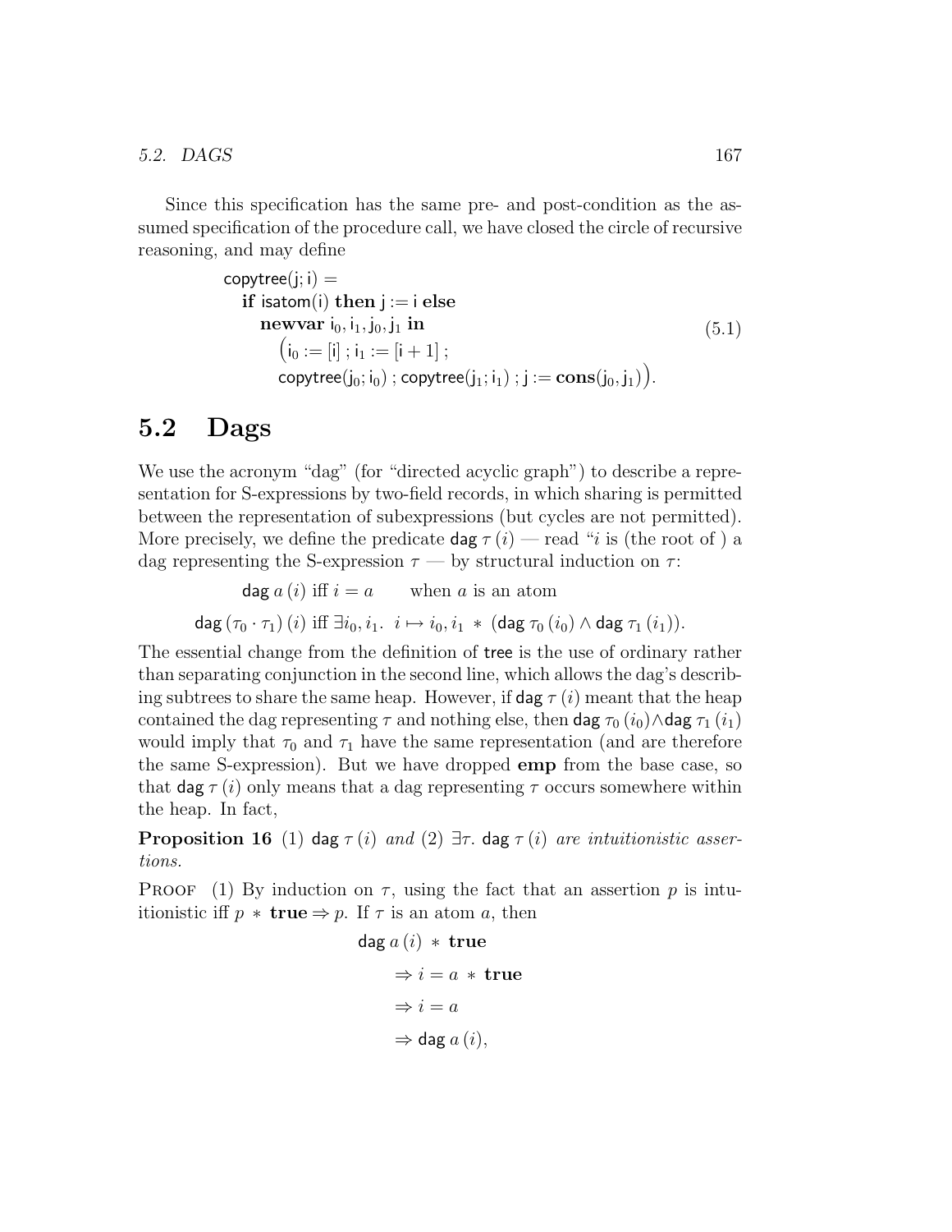Since this specification has the same pre- and post-condition as the assumed specification of the procedure call, we have closed the circle of recursive reasoning, and may define

$$
\begin{array}{l}
\mathsf{copytree}(\mathsf{j};\mathsf{i}) = \\
\quad \textbf{if } \mathsf{isatom}(\mathsf{i}) \textbf{ then } \mathsf{j} := \mathsf{i} \textbf{ else} \\
\qquad \textbf{newvar } \mathsf{i}_0, \mathsf{i}_1, \mathsf{j}_0, \mathsf{j}_1 \textbf{ in} \\
\qquad\quad \big(\mathsf{i}_0 := [\mathsf{i}] \;;\; \mathsf{i}_1 := [\mathsf{i}+1] \;; \\
\qquad\quad \mathsf{copytree}(\mathsf{j}_0;\mathsf{i}_0) \;;\; \mathsf{copytree}(\mathsf{j}_1;\mathsf{i}_1) \;;\; \mathsf{j} := \mathbf{cons}(\mathsf{j}_0, \mathsf{j}_1)\big).
\end{array}
\tag{5.1}
$$

## 5.2 Dags

We use the acronym "dag" (for "directed acyclic graph") to describe a representation for S-expressions by two-field records, in which sharing is permitted between the representation of subexpressions (but cycles are not permitted). More precisely, we define the predicate $\mathsf{dag}\,\tau\,(i)$ — read "$i$ is (the root of ) a dag representing the S-expression $\tau$ — by structural induction on $\tau$:

$$\mathsf{dag}\,a\,(i) \text{ iff } i = a \qquad \text{when } a \text{ is an atom}$$

$$\mathsf{dag}\,(\tau_0 \cdot \tau_1)\,(i) \text{ iff } \exists i_0, i_1.\; i \mapsto i_0, i_1 \,*\, (\mathsf{dag}\,\tau_0\,(i_0) \wedge \mathsf{dag}\,\tau_1\,(i_1)).$$

The essential change from the definition of $\mathsf{tree}$ is the use of ordinary rather than separating conjunction in the second line, which allows the dag's describing subtrees to share the same heap. However, if $\mathsf{dag}\,\tau\,(i)$ meant that the heap contained the dag representing $\tau$ and nothing else, then $\mathsf{dag}\,\tau_0\,(i_0) \wedge \mathsf{dag}\,\tau_1\,(i_1)$ would imply that $\tau_0$ and $\tau_1$ have the same representation (and are therefore the same S-expression). But we have dropped **emp** from the base case, so that $\mathsf{dag}\,\tau\,(i)$ only means that a dag representing $\tau$ occurs somewhere within the heap. In fact,

**Proposition 16** *(1)* $\mathsf{dag}\,\tau\,(i)$ *and (2)* $\exists\tau.\;\mathsf{dag}\,\tau\,(i)$ *are intuitionistic assertions.*

PROOF (1) By induction on $\tau$, using the fact that an assertion $p$ is intuitionistic iff $p \,*\, \mathbf{true} \Rightarrow p$. If $\tau$ is an atom $a$, then

$$
\begin{aligned}
&\mathsf{dag}\,a\,(i) \,*\, \mathbf{true} \\
&\quad \Rightarrow i = a \,*\, \mathbf{true} \\
&\quad \Rightarrow i = a \\
&\quad \Rightarrow \mathsf{dag}\,a\,(i),
\end{aligned}
$$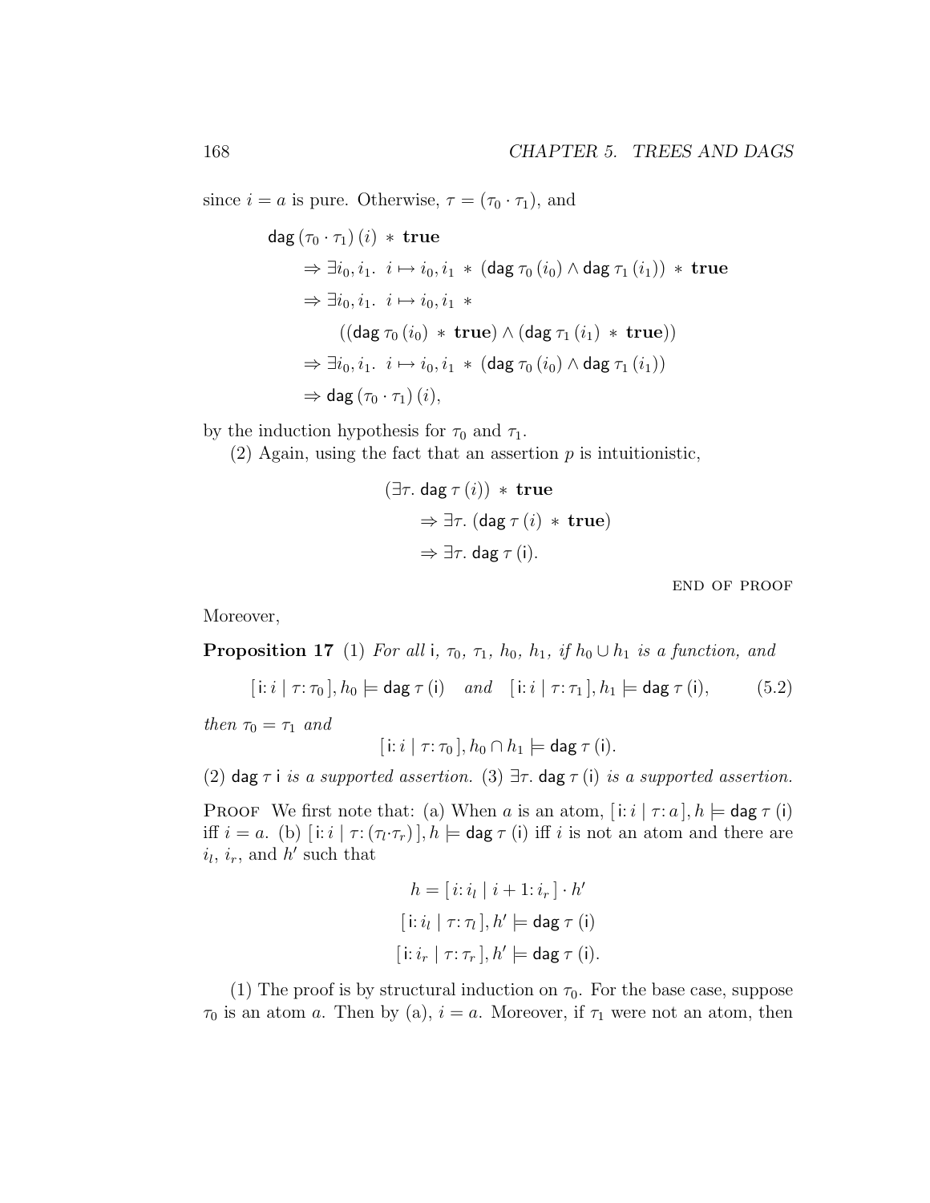since $i = a$ is pure. Otherwise, $\tau = (\tau_0 \cdot \tau_1)$, and

$$
\begin{aligned}
&\mathsf{dag}\,(\tau_0 \cdot \tau_1)\,(i) \ * \ \mathbf{true} \\
&\quad \Rightarrow \exists i_0, i_1.\ \ i \mapsto i_0, i_1 \ * \ (\mathsf{dag}\,\tau_0\,(i_0) \wedge \mathsf{dag}\,\tau_1\,(i_1)) \ * \ \mathbf{true} \\
&\quad \Rightarrow \exists i_0, i_1.\ \ i \mapsto i_0, i_1 \ * \\
&\qquad\quad ((\mathsf{dag}\,\tau_0\,(i_0) \ * \ \mathbf{true}) \wedge (\mathsf{dag}\,\tau_1\,(i_1) \ * \ \mathbf{true})) \\
&\quad \Rightarrow \exists i_0, i_1.\ \ i \mapsto i_0, i_1 \ * \ (\mathsf{dag}\,\tau_0\,(i_0) \wedge \mathsf{dag}\,\tau_1\,(i_1)) \\
&\quad \Rightarrow \mathsf{dag}\,(\tau_0 \cdot \tau_1)\,(i),
\end{aligned}
$$

by the induction hypothesis for $\tau_0$ and $\tau_1$.

(2) Again, using the fact that an assertion $p$ is intuitionistic,

$$
\begin{aligned}
&(\exists \tau.\ \mathsf{dag}\,\tau\,(i)) \ * \ \mathbf{true} \\
&\quad \Rightarrow \exists \tau.\ (\mathsf{dag}\,\tau\,(i) \ * \ \mathbf{true}) \\
&\quad \Rightarrow \exists \tau.\ \mathsf{dag}\,\tau\,(\mathsf{i}).
\end{aligned}
$$

END OF PROOF

Moreover,

**Proposition 17** (1) *For all* $\mathsf{i}$, $\tau_0$, $\tau_1$, $h_0$, $h_1$, *if* $h_0 \cup h_1$ *is a function, and*

$$[\,\mathsf{i}\colon i \mid \tau\colon \tau_0\,], h_0 \models \mathsf{dag}\,\tau\,(\mathsf{i}) \quad \textit{and} \quad [\,\mathsf{i}\colon i \mid \tau\colon \tau_1\,], h_1 \models \mathsf{dag}\,\tau\,(\mathsf{i}), \tag{5.2}$$

*then* $\tau_0 = \tau_1$ *and*

$$[\,\mathsf{i}\colon i \mid \tau\colon \tau_0\,], h_0 \cap h_1 \models \mathsf{dag}\,\tau\,(\mathsf{i}).$$

(2) $\mathsf{dag}\,\tau\,\mathsf{i}$ *is a supported assertion.* (3) $\exists \tau.\ \mathsf{dag}\,\tau\,(\mathsf{i})$ *is a supported assertion.*

PROOF We first note that: (a) When $a$ is an atom, $[\,\mathsf{i}\colon i \mid \tau\colon a\,], h \models \mathsf{dag}\,\tau\,(\mathsf{i})$ iff $i = a$. (b) $[\,\mathsf{i}\colon i \mid \tau\colon (\tau_l \cdot \tau_r)\,], h \models \mathsf{dag}\,\tau\,(\mathsf{i})$ iff $i$ is not an atom and there are $i_l$, $i_r$, and $h'$ such that

$$
\begin{gathered}
h = [\,i\colon i_l \mid i+1\colon i_r\,] \cdot h' \\
[\,\mathsf{i}\colon i_l \mid \tau\colon \tau_l\,], h' \models \mathsf{dag}\,\tau\,(\mathsf{i}) \\
[\,\mathsf{i}\colon i_r \mid \tau\colon \tau_r\,], h' \models \mathsf{dag}\,\tau\,(\mathsf{i}).
\end{gathered}
$$

(1) The proof is by structural induction on $\tau_0$. For the base case, suppose $\tau_0$ is an atom $a$. Then by (a), $i = a$. Moreover, if $\tau_1$ were not an atom, then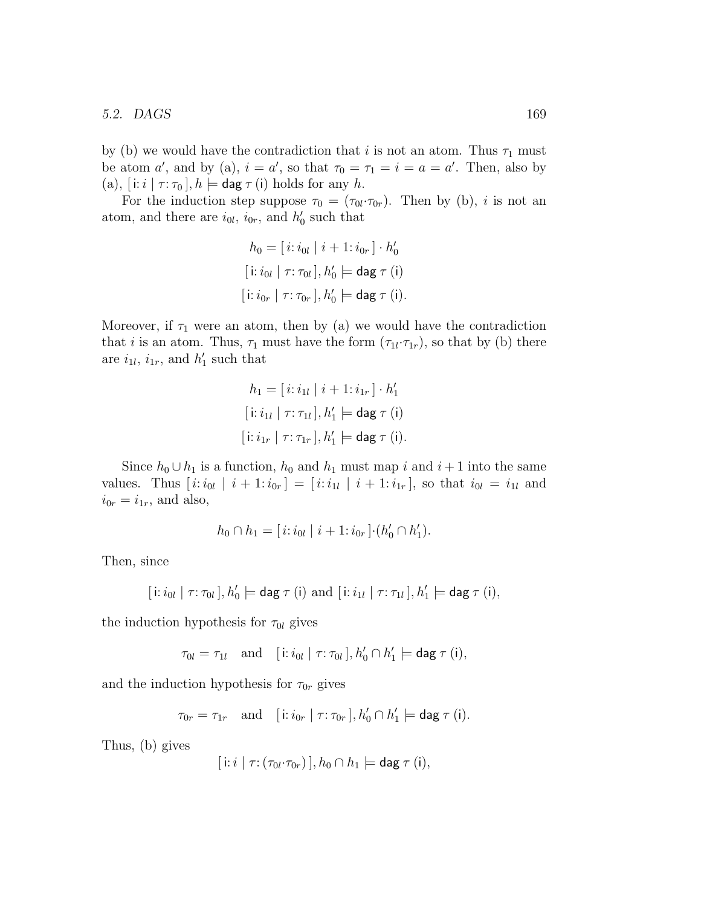by (b) we would have the contradiction that $i$ is not an atom. Thus $\tau_1$ must be atom $a'$, and by (a), $i = a'$, so that $\tau_0 = \tau_1 = i = a = a'$. Then, also by (a), $[\,\mathsf{i}\colon i \mid \tau\colon \tau_0\,], h \models \mathsf{dag}\ \tau\ (\mathsf{i})$ holds for any $h$.

For the induction step suppose $\tau_0 = (\tau_{0l}\cdot\tau_{0r})$. Then by (b), $i$ is not an atom, and there are $i_{0l}$, $i_{0r}$, and $h'_0$ such that

$$h_0 = [\, i\colon i_{0l} \mid i+1\colon i_{0r}\,] \cdot h'_0$$
$$[\,\mathsf{i}\colon i_{0l} \mid \tau\colon \tau_{0l}\,], h'_0 \models \mathsf{dag}\ \tau\ (\mathsf{i})$$
$$[\,\mathsf{i}\colon i_{0r} \mid \tau\colon \tau_{0r}\,], h'_0 \models \mathsf{dag}\ \tau\ (\mathsf{i}).$$

Moreover, if $\tau_1$ were an atom, then by (a) we would have the contradiction that $i$ is an atom. Thus, $\tau_1$ must have the form $(\tau_{1l}\cdot\tau_{1r})$, so that by (b) there are $i_{1l}$, $i_{1r}$, and $h'_1$ such that

$$h_1 = [\, i\colon i_{1l} \mid i+1\colon i_{1r}\,] \cdot h'_1$$
$$[\,\mathsf{i}\colon i_{1l} \mid \tau\colon \tau_{1l}\,], h'_1 \models \mathsf{dag}\ \tau\ (\mathsf{i})$$
$$[\,\mathsf{i}\colon i_{1r} \mid \tau\colon \tau_{1r}\,], h'_1 \models \mathsf{dag}\ \tau\ (\mathsf{i}).$$

Since $h_0 \cup h_1$ is a function, $h_0$ and $h_1$ must map $i$ and $i+1$ into the same values. Thus $[\, i\colon i_{0l} \mid i+1\colon i_{0r}\,] = [\, i\colon i_{1l} \mid i+1\colon i_{1r}\,]$, so that $i_{0l} = i_{1l}$ and $i_{0r} = i_{1r}$, and also,

$$h_0 \cap h_1 = [\, i\colon i_{0l} \mid i+1\colon i_{0r}\,]\cdot(h'_0 \cap h'_1).$$

Then, since

$$[\,\mathsf{i}\colon i_{0l} \mid \tau\colon \tau_{0l}\,], h'_0 \models \mathsf{dag}\ \tau\ (\mathsf{i}) \text{ and } [\,\mathsf{i}\colon i_{1l} \mid \tau\colon \tau_{1l}\,], h'_1 \models \mathsf{dag}\ \tau\ (\mathsf{i}),$$

the induction hypothesis for $\tau_{0l}$ gives

$$\tau_{0l} = \tau_{1l} \quad \text{and} \quad [\,\mathsf{i}\colon i_{0l} \mid \tau\colon \tau_{0l}\,], h'_0 \cap h'_1 \models \mathsf{dag}\ \tau\ (\mathsf{i}),$$

and the induction hypothesis for $\tau_{0r}$ gives

$$\tau_{0r} = \tau_{1r} \quad \text{and} \quad [\,\mathsf{i}\colon i_{0r} \mid \tau\colon \tau_{0r}\,], h'_0 \cap h'_1 \models \mathsf{dag}\ \tau\ (\mathsf{i}).$$

Thus, (b) gives

$$[\,\mathsf{i}\colon i \mid \tau\colon (\tau_{0l}\cdot\tau_{0r})\,], h_0 \cap h_1 \models \mathsf{dag}\ \tau\ (\mathsf{i}),$$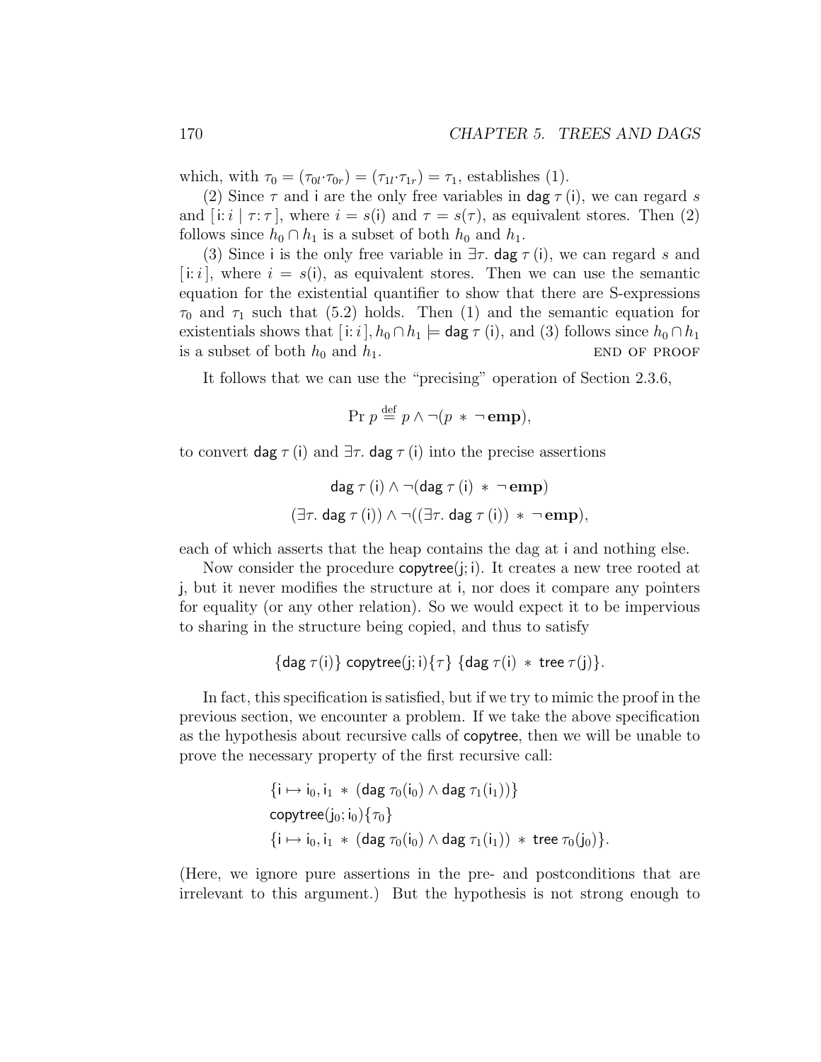which, with $\tau_0 = (\tau_{0l} \cdot \tau_{0r}) = (\tau_{1l} \cdot \tau_{1r}) = \tau_1$, establishes (1).

(2) Since $\tau$ and $\mathsf{i}$ are the only free variables in $\mathsf{dag}\ \tau\ (\mathsf{i})$, we can regard $s$ and $[\,\mathsf{i}\colon i \mid \tau\colon \tau\,]$, where $i = s(\mathsf{i})$ and $\tau = s(\tau)$, as equivalent stores. Then (2) follows since $h_0 \cap h_1$ is a subset of both $h_0$ and $h_1$.

(3) Since $\mathsf{i}$ is the only free variable in $\exists\tau.\ \mathsf{dag}\ \tau\ (\mathsf{i})$, we can regard $s$ and $[\,\mathsf{i}\colon i\,]$, where $i = s(\mathsf{i})$, as equivalent stores. Then we can use the semantic equation for the existential quantifier to show that there are S-expressions $\tau_0$ and $\tau_1$ such that (5.2) holds. Then (1) and the semantic equation for existentials shows that $[\,\mathsf{i}\colon i\,], h_0 \cap h_1 \models \mathsf{dag}\ \tau\ (\mathsf{i})$, and (3) follows since $h_0 \cap h_1$ is a subset of both $h_0$ and $h_1$. END OF PROOF

It follows that we can use the "precising" operation of Section 2.3.6,

$$\mathrm{Pr}\ p \stackrel{\mathrm{def}}{=} p \wedge \neg(p \ *\ \neg\,\mathbf{emp}),$$

to convert $\mathsf{dag}\ \tau\ (\mathsf{i})$ and $\exists\tau.\ \mathsf{dag}\ \tau\ (\mathsf{i})$ into the precise assertions

$$\mathsf{dag}\ \tau\ (\mathsf{i}) \wedge \neg(\mathsf{dag}\ \tau\ (\mathsf{i}) \ *\ \neg\,\mathbf{emp})$$

$$(\exists\tau.\ \mathsf{dag}\ \tau\ (\mathsf{i})) \wedge \neg((\exists\tau.\ \mathsf{dag}\ \tau\ (\mathsf{i})) \ *\ \neg\,\mathbf{emp}),$$

each of which asserts that the heap contains the dag at $\mathsf{i}$ and nothing else.

Now consider the procedure $\mathsf{copytree}(\mathsf{j};\mathsf{i})$. It creates a new tree rooted at $\mathsf{j}$, but it never modifies the structure at $\mathsf{i}$, nor does it compare any pointers for equality (or any other relation). So we would expect it to be impervious to sharing in the structure being copied, and thus to satisfy

$$\{\mathsf{dag}\ \tau(\mathsf{i})\}\ \mathsf{copytree}(\mathsf{j};\mathsf{i})\{\tau\}\ \{\mathsf{dag}\ \tau(\mathsf{i}) \ *\ \mathsf{tree}\ \tau(\mathsf{j})\}.$$

In fact, this specification is satisfied, but if we try to mimic the proof in the previous section, we encounter a problem. If we take the above specification as the hypothesis about recursive calls of $\mathsf{copytree}$, then we will be unable to prove the necessary property of the first recursive call:

$$\begin{aligned}
&\{\mathsf{i} \mapsto \mathsf{i}_0, \mathsf{i}_1 \ *\ (\mathsf{dag}\ \tau_0(\mathsf{i}_0) \wedge \mathsf{dag}\ \tau_1(\mathsf{i}_1))\}\\
&\mathsf{copytree}(\mathsf{j}_0;\mathsf{i}_0)\{\tau_0\}\\
&\{\mathsf{i} \mapsto \mathsf{i}_0, \mathsf{i}_1 \ *\ (\mathsf{dag}\ \tau_0(\mathsf{i}_0) \wedge \mathsf{dag}\ \tau_1(\mathsf{i}_1)) \ *\ \mathsf{tree}\ \tau_0(\mathsf{j}_0)\}.
\end{aligned}$$

(Here, we ignore pure assertions in the pre- and postconditions that are irrelevant to this argument.) But the hypothesis is not strong enough to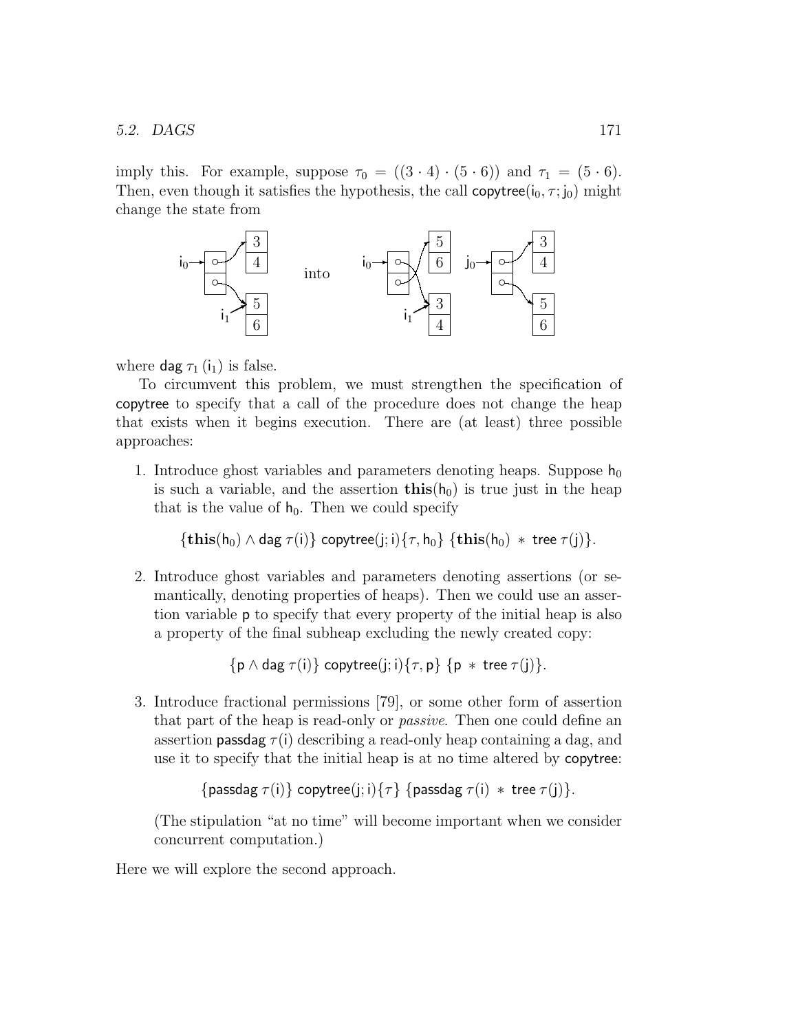imply this. For example, suppose $\tau_0 = ((3 \cdot 4) \cdot (5 \cdot 6))$ and $\tau_1 = (5 \cdot 6)$. Then, even though it satisfies the hypothesis, the call $\mathsf{copytree}(\mathsf{i}_0, \tau; \mathsf{j}_0)$ might change the state from

into

where $\mathsf{dag}\ \tau_1\ (\mathsf{i}_1)$ is false.

To circumvent this problem, we must strengthen the specification of copytree to specify that a call of the procedure does not change the heap that exists when it begins execution. There are (at least) three possible approaches:

1. Introduce ghost variables and parameters denoting heaps. Suppose $\mathsf{h}_0$ is such a variable, and the assertion $\mathbf{this}(\mathsf{h}_0)$ is true just in the heap that is the value of $\mathsf{h}_0$. Then we could specify

   $$\{\mathbf{this}(\mathsf{h}_0) \wedge \mathsf{dag}\ \tau(\mathsf{i})\}\ \mathsf{copytree}(\mathsf{j};\mathsf{i})\{\tau, \mathsf{h}_0\}\ \{\mathbf{this}(\mathsf{h}_0)\ *\ \mathsf{tree}\ \tau(\mathsf{j})\}.$$

2. Introduce ghost variables and parameters denoting assertions (or semantically, denoting properties of heaps). Then we could use an assertion variable $\mathsf{p}$ to specify that every property of the initial heap is also a property of the final subheap excluding the newly created copy:

   $$\{\mathsf{p} \wedge \mathsf{dag}\ \tau(\mathsf{i})\}\ \mathsf{copytree}(\mathsf{j};\mathsf{i})\{\tau, \mathsf{p}\}\ \{\mathsf{p}\ *\ \mathsf{tree}\ \tau(\mathsf{j})\}.$$

3. Introduce fractional permissions [79], or some other form of assertion that part of the heap is read-only or *passive*. Then one could define an assertion $\mathsf{passdag}\ \tau(\mathsf{i})$ describing a read-only heap containing a dag, and use it to specify that the initial heap is at no time altered by copytree:

   $$\{\mathsf{passdag}\ \tau(\mathsf{i})\}\ \mathsf{copytree}(\mathsf{j};\mathsf{i})\{\tau\}\ \{\mathsf{passdag}\ \tau(\mathsf{i})\ *\ \mathsf{tree}\ \tau(\mathsf{j})\}.$$

   (The stipulation "at no time" will become important when we consider concurrent computation.)

Here we will explore the second approach.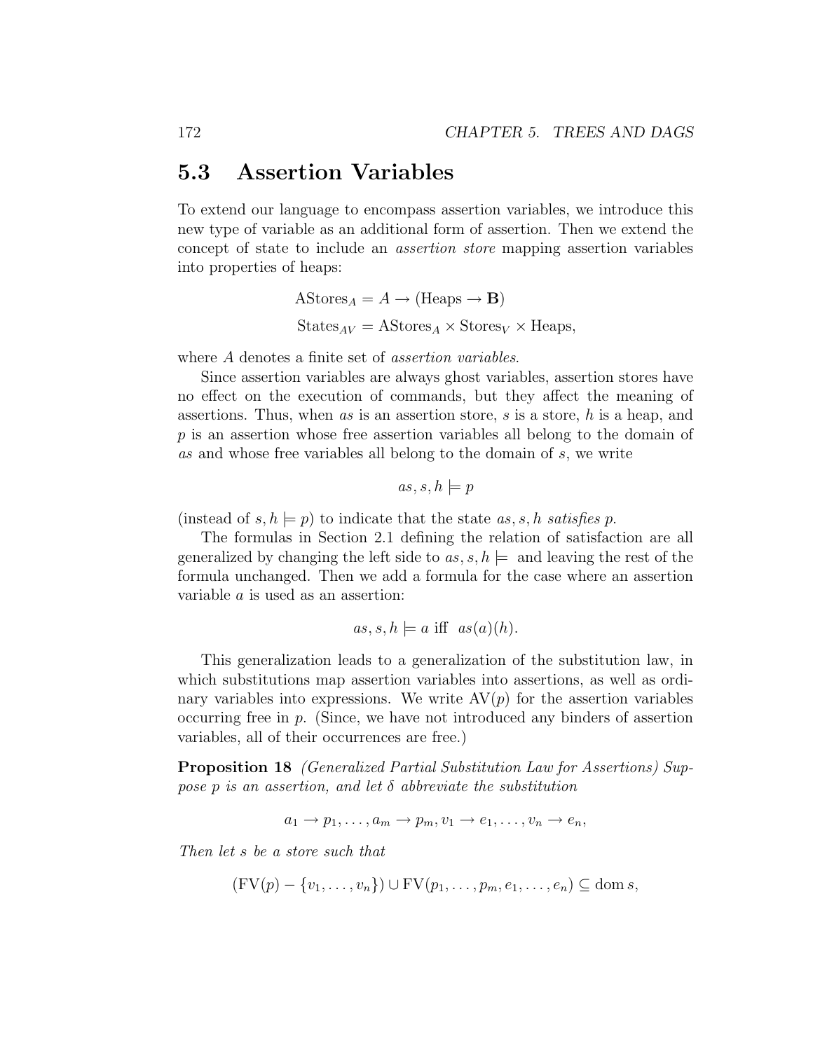## 5.3 Assertion Variables

To extend our language to encompass assertion variables, we introduce this new type of variable as an additional form of assertion. Then we extend the concept of state to include an *assertion store* mapping assertion variables into properties of heaps:

$$\text{AStores}_A = A \to (\text{Heaps} \to \mathbf{B})$$

$$\text{States}_{AV} = \text{AStores}_A \times \text{Stores}_V \times \text{Heaps},$$

where $A$ denotes a finite set of *assertion variables*.

Since assertion variables are always ghost variables, assertion stores have no effect on the execution of commands, but they affect the meaning of assertions. Thus, when $as$ is an assertion store, $s$ is a store, $h$ is a heap, and $p$ is an assertion whose free assertion variables all belong to the domain of $as$ and whose free variables all belong to the domain of $s$, we write

$$as, s, h \models p$$

(instead of $s, h \models p$) to indicate that the state $as, s, h$ *satisfies* $p$.

The formulas in Section 2.1 defining the relation of satisfaction are all generalized by changing the left side to $as, s, h \models$ and leaving the rest of the formula unchanged. Then we add a formula for the case where an assertion variable $a$ is used as an assertion:

$$as, s, h \models a \text{ iff } as(a)(h).$$

This generalization leads to a generalization of the substitution law, in which substitutions map assertion variables into assertions, as well as ordinary variables into expressions. We write $\text{AV}(p)$ for the assertion variables occurring free in $p$. (Since, we have not introduced any binders of assertion variables, all of their occurrences are free.)

**Proposition 18** *(Generalized Partial Substitution Law for Assertions) Suppose $p$ is an assertion, and let $\delta$ abbreviate the substitution*

$$a_1 \to p_1, \ldots, a_m \to p_m, v_1 \to e_1, \ldots, v_n \to e_n,$$

*Then let $s$ be a store such that*

$$(\text{FV}(p) - \{v_1, \ldots, v_n\}) \cup \text{FV}(p_1, \ldots, p_m, e_1, \ldots, e_n) \subseteq \text{dom}\, s,$$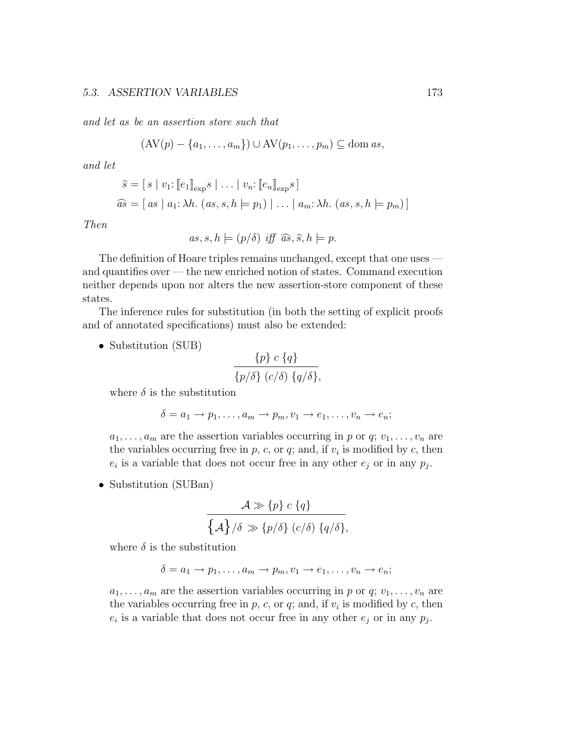*and let as be an assertion store such that*

$$(\mathrm{AV}(p) - \{a_1, \ldots, a_m\}) \cup \mathrm{AV}(p_1, \ldots, p_m) \subseteq \mathrm{dom}\ as,$$

*and let*

$$\widehat{s} = [\, s \mid v_1\colon [\![e_1]\!]_{\mathrm{exp}} s \mid \ldots \mid v_n\colon [\![e_n]\!]_{\mathrm{exp}} s \,]$$

$$\widehat{as} = [\, as \mid a_1\colon \lambda h.\ (as, s, h \models p_1) \mid \ldots \mid a_m\colon \lambda h.\ (as, s, h \models p_m) \,]$$

*Then*

$$as, s, h \models (p/\delta) \ \textit{iff} \ \widehat{as}, \widehat{s}, h \models p.$$

The definition of Hoare triples remains unchanged, except that one uses — and quantifies over — the new enriched notion of states. Command execution neither depends upon nor alters the new assertion-store component of these states.

The inference rules for substitution (in both the setting of explicit proofs and of annotated specifications) must also be extended:

- Substitution (SUB)

$$\frac{\{p\}\ c\ \{q\}}{\{p/\delta\}\ (c/\delta)\ \{q/\delta\},}$$

  where $\delta$ is the substitution

$$\delta = a_1 \to p_1, \ldots, a_m \to p_m, v_1 \to e_1, \ldots, v_n \to e_n;$$

  $a_1, \ldots, a_m$ are the assertion variables occurring in $p$ or $q$; $v_1, \ldots, v_n$ are the variables occurring free in $p$, $c$, or $q$; and, if $v_i$ is modified by $c$, then $e_i$ is a variable that does not occur free in any other $e_j$ or in any $p_j$.

- Substitution (SUBan)

$$\frac{\mathcal{A} \gg \{p\}\ c\ \{q\}}{\big\{\mathcal{A}\big\}/\delta \ \gg \{p/\delta\}\ (c/\delta)\ \{q/\delta\},}$$

  where $\delta$ is the substitution

$$\delta = a_1 \to p_1, \ldots, a_m \to p_m, v_1 \to e_1, \ldots, v_n \to e_n;$$

  $a_1, \ldots, a_m$ are the assertion variables occurring in $p$ or $q$; $v_1, \ldots, v_n$ are the variables occurring free in $p$, $c$, or $q$; and, if $v_i$ is modified by $c$, then $e_i$ is a variable that does not occur free in any other $e_j$ or in any $p_j$.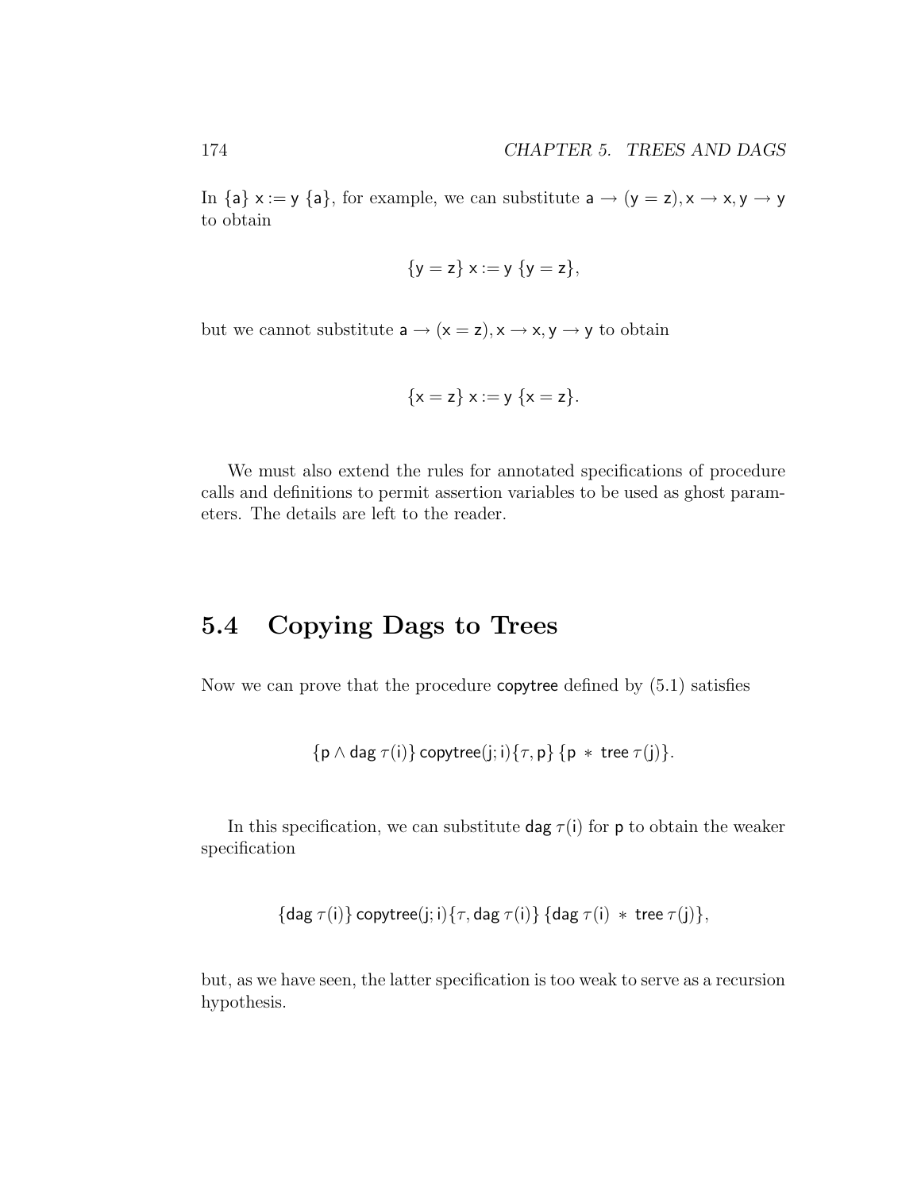In $\{a\}\ x := y\ \{a\}$, for example, we can substitute $a \to (y = z), x \to x, y \to y$ to obtain

$$\{y = z\}\ x := y\ \{y = z\},$$

but we cannot substitute $a \to (x = z), x \to x, y \to y$ to obtain

$$\{x = z\}\ x := y\ \{x = z\}.$$

We must also extend the rules for annotated specifications of procedure calls and definitions to permit assertion variables to be used as ghost parameters. The details are left to the reader.

## 5.4 Copying Dags to Trees

Now we can prove that the procedure copytree defined by (5.1) satisfies

$$\{p \wedge \mathsf{dag}\ \tau(i)\}\ \mathsf{copytree}(j; i)\{\tau, p\}\ \{p\ *\ \mathsf{tree}\ \tau(j)\}.$$

In this specification, we can substitute $\mathsf{dag}\ \tau(i)$ for $p$ to obtain the weaker specification

$$\{\mathsf{dag}\ \tau(i)\}\ \mathsf{copytree}(j; i)\{\tau, \mathsf{dag}\ \tau(i)\}\ \{\mathsf{dag}\ \tau(i)\ *\ \mathsf{tree}\ \tau(j)\},$$

but, as we have seen, the latter specification is too weak to serve as a recursion hypothesis.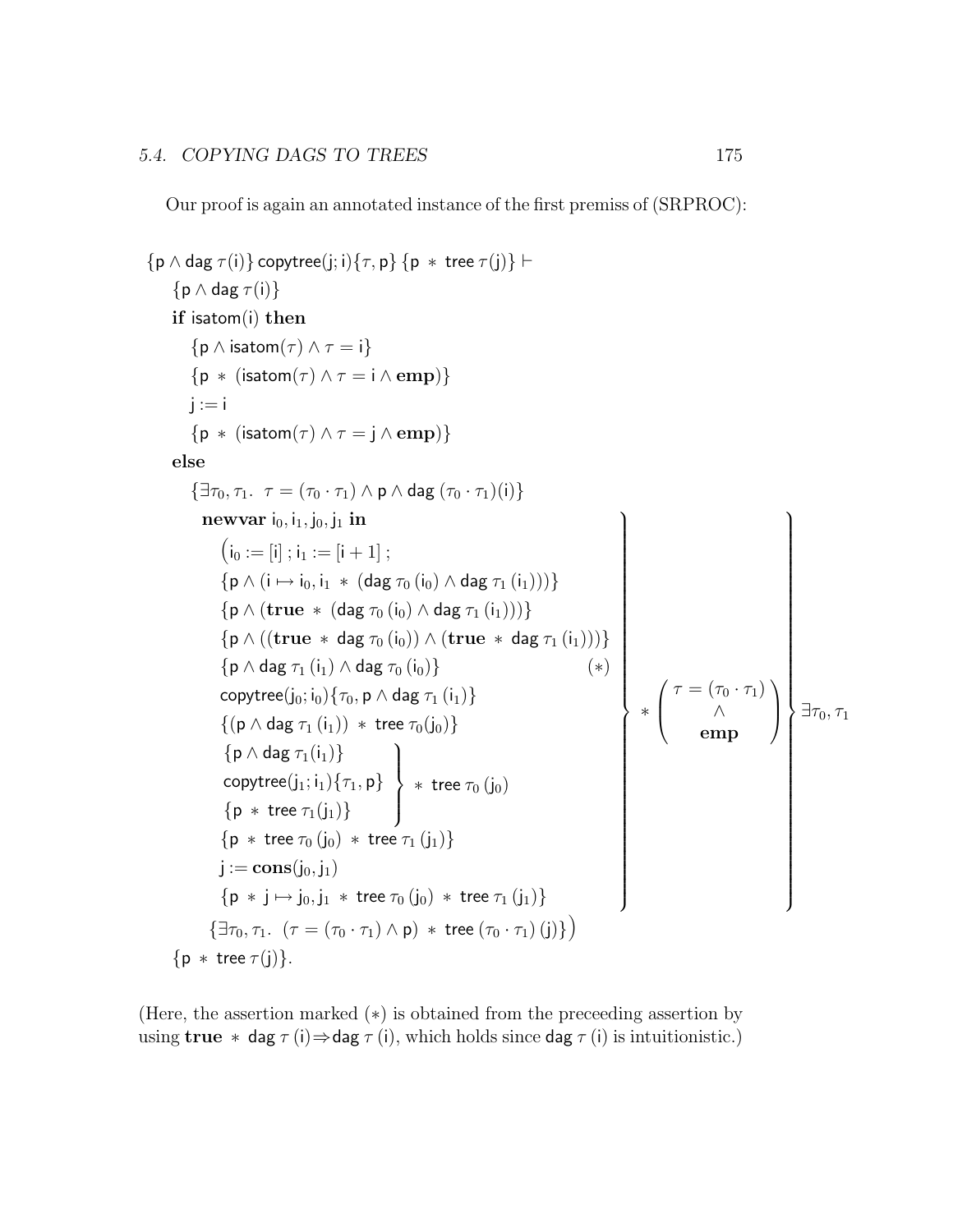Our proof is again an annotated instance of the first premiss of (SRPROC):

$$
\begin{array}{l}
\{\mathsf{p} \wedge \mathsf{dag}\ \tau(\mathsf{i})\}\ \mathsf{copytree}(\mathsf{j};\mathsf{i})\{\tau,\mathsf{p}\}\ \{\mathsf{p} \ *\ \mathsf{tree}\ \tau(\mathsf{j})\} \vdash \\
\quad \{\mathsf{p} \wedge \mathsf{dag}\ \tau(\mathsf{i})\} \\
\quad \textbf{if}\ \mathsf{isatom}(\mathsf{i})\ \textbf{then} \\
\qquad \{\mathsf{p} \wedge \mathsf{isatom}(\tau) \wedge \tau = \mathsf{i}\} \\
\qquad \{\mathsf{p} \ *\ (\mathsf{isatom}(\tau) \wedge \tau = \mathsf{i} \wedge \mathbf{emp})\} \\
\qquad \mathsf{j} := \mathsf{i} \\
\qquad \{\mathsf{p} \ *\ (\mathsf{isatom}(\tau) \wedge \tau = \mathsf{j} \wedge \mathbf{emp})\} \\
\quad \textbf{else} \\
\qquad \{\exists \tau_0, \tau_1.\ \ \tau = (\tau_0 \cdot \tau_1) \wedge \mathsf{p} \wedge \mathsf{dag}\ (\tau_0 \cdot \tau_1)(\mathsf{i})\} \\
\qquad \left.\left.\begin{array}{l}
\ \ \textbf{newvar}\ \mathsf{i}_0, \mathsf{i}_1, \mathsf{j}_0, \mathsf{j}_1\ \textbf{in} \\
\quad \big(\mathsf{i}_0 := [\mathsf{i}]\ ;\ \mathsf{i}_1 := [\mathsf{i}+1]\ ; \\
\quad \{\mathsf{p} \wedge (\mathsf{i} \mapsto \mathsf{i}_0, \mathsf{i}_1 \ *\ (\mathsf{dag}\ \tau_0\,(\mathsf{i}_0) \wedge \mathsf{dag}\ \tau_1\,(\mathsf{i}_1)))\} \\
\quad \{\mathsf{p} \wedge (\mathbf{true} \ *\ (\mathsf{dag}\ \tau_0\,(\mathsf{i}_0) \wedge \mathsf{dag}\ \tau_1\,(\mathsf{i}_1)))\} \\
\quad \{\mathsf{p} \wedge ((\mathbf{true} \ *\ \mathsf{dag}\ \tau_0\,(\mathsf{i}_0)) \wedge (\mathbf{true} \ *\ \mathsf{dag}\ \tau_1\,(\mathsf{i}_1)))\} \\
\quad \{\mathsf{p} \wedge \mathsf{dag}\ \tau_1\,(\mathsf{i}_1) \wedge \mathsf{dag}\ \tau_0\,(\mathsf{i}_0)\} \qquad\qquad (*) \\
\quad \mathsf{copytree}(\mathsf{j}_0;\mathsf{i}_0)\{\tau_0, \mathsf{p} \wedge \mathsf{dag}\ \tau_1\,(\mathsf{i}_1)\} \\
\quad \{(\mathsf{p} \wedge \mathsf{dag}\ \tau_1\,(\mathsf{i}_1)) \ *\ \mathsf{tree}\ \tau_0(\mathsf{j}_0)\} \\
\quad \left.\begin{array}{l}
\{\mathsf{p} \wedge \mathsf{dag}\ \tau_1(\mathsf{i}_1)\} \\
\mathsf{copytree}(\mathsf{j}_1;\mathsf{i}_1)\{\tau_1, \mathsf{p}\} \\
\{\mathsf{p} \ *\ \mathsf{tree}\ \tau_1(\mathsf{j}_1)\}
\end{array}\right\} \ *\ \mathsf{tree}\ \tau_0\,(\mathsf{j}_0) \\
\quad \{\mathsf{p} \ *\ \mathsf{tree}\ \tau_0\,(\mathsf{j}_0) \ *\ \mathsf{tree}\ \tau_1\,(\mathsf{j}_1)\} \\
\quad \mathsf{j} := \mathbf{cons}(\mathsf{j}_0, \mathsf{j}_1) \\
\quad \{\mathsf{p} \ *\ \mathsf{j} \mapsto \mathsf{j}_0, \mathsf{j}_1 \ *\ \mathsf{tree}\ \tau_0\,(\mathsf{j}_0) \ *\ \mathsf{tree}\ \tau_1\,(\mathsf{j}_1)\}
\end{array}\right\} \ *\ \left(\begin{array}{c} \tau = (\tau_0 \cdot \tau_1) \\ \wedge \\ \mathbf{emp} \end{array}\right)\right\} \exists \tau_0, \tau_1 \\
\qquad \ \{\exists \tau_0, \tau_1.\ \ (\tau = (\tau_0 \cdot \tau_1) \wedge \mathsf{p}) \ *\ \mathsf{tree}\ (\tau_0 \cdot \tau_1)\,(\mathsf{j})\}\big) \\
\quad \{\mathsf{p} \ *\ \mathsf{tree}\ \tau(\mathsf{j})\}.
\end{array}
$$

(Here, the assertion marked $(*)$ is obtained from the preceeding assertion by using $\mathbf{true} \ *\ \mathsf{dag}\ \tau\,(\mathsf{i}) \Rightarrow \mathsf{dag}\ \tau\,(\mathsf{i})$, which holds since $\mathsf{dag}\ \tau\,(\mathsf{i})$ is intuitionistic.)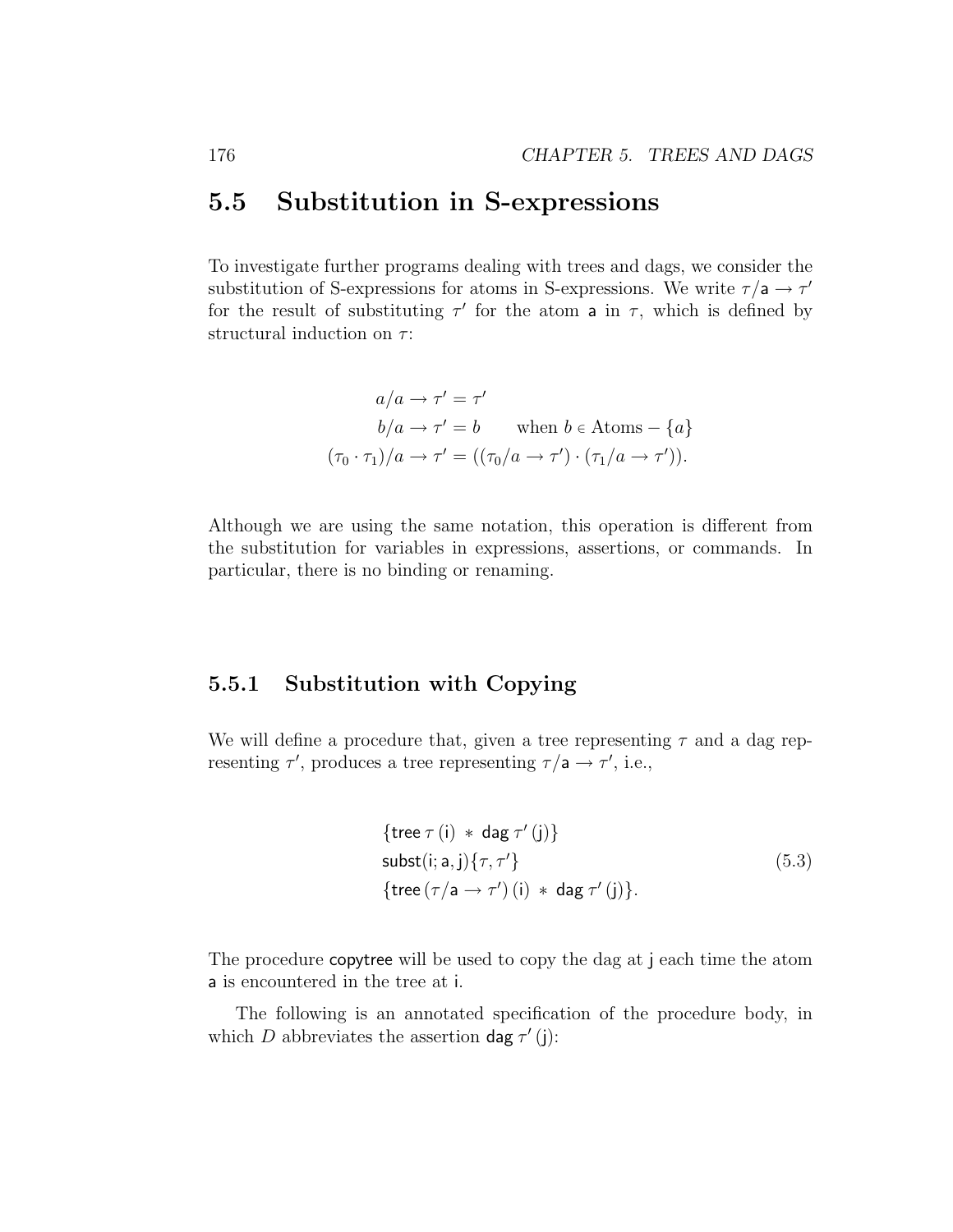## 5.5 Substitution in S-expressions

To investigate further programs dealing with trees and dags, we consider the substitution of S-expressions for atoms in S-expressions. We write $\tau/\mathsf{a} \to \tau'$ for the result of substituting $\tau'$ for the atom $\mathsf{a}$ in $\tau$, which is defined by structural induction on $\tau$:

$$
\begin{aligned}
a/a \to \tau' &= \tau' \\
b/a \to \tau' &= b \qquad \text{when } b \in \text{Atoms} - \{a\} \\
(\tau_0 \cdot \tau_1)/a \to \tau' &= ((\tau_0/a \to \tau') \cdot (\tau_1/a \to \tau')).
\end{aligned}
$$

Although we are using the same notation, this operation is different from the substitution for variables in expressions, assertions, or commands. In particular, there is no binding or renaming.

### 5.5.1 Substitution with Copying

We will define a procedure that, given a tree representing $\tau$ and a dag representing $\tau'$, produces a tree representing $\tau/\mathsf{a} \to \tau'$, i.e.,

$$
\begin{aligned}
&\{\mathsf{tree}\,\tau\,(\mathsf{i}) \,*\, \mathsf{dag}\,\tau'\,(\mathsf{j})\} \\
&\mathsf{subst}(\mathsf{i};\mathsf{a},\mathsf{j})\{\tau,\tau'\} \\
&\{\mathsf{tree}\,(\tau/\mathsf{a} \to \tau')\,(\mathsf{i}) \,*\, \mathsf{dag}\,\tau'\,(\mathsf{j})\}.
\end{aligned}
\tag{5.3}
$$

The procedure copytree will be used to copy the dag at j each time the atom a is encountered in the tree at i.

The following is an annotated specification of the procedure body, in which $D$ abbreviates the assertion $\mathsf{dag}\,\tau'\,(\mathsf{j})$: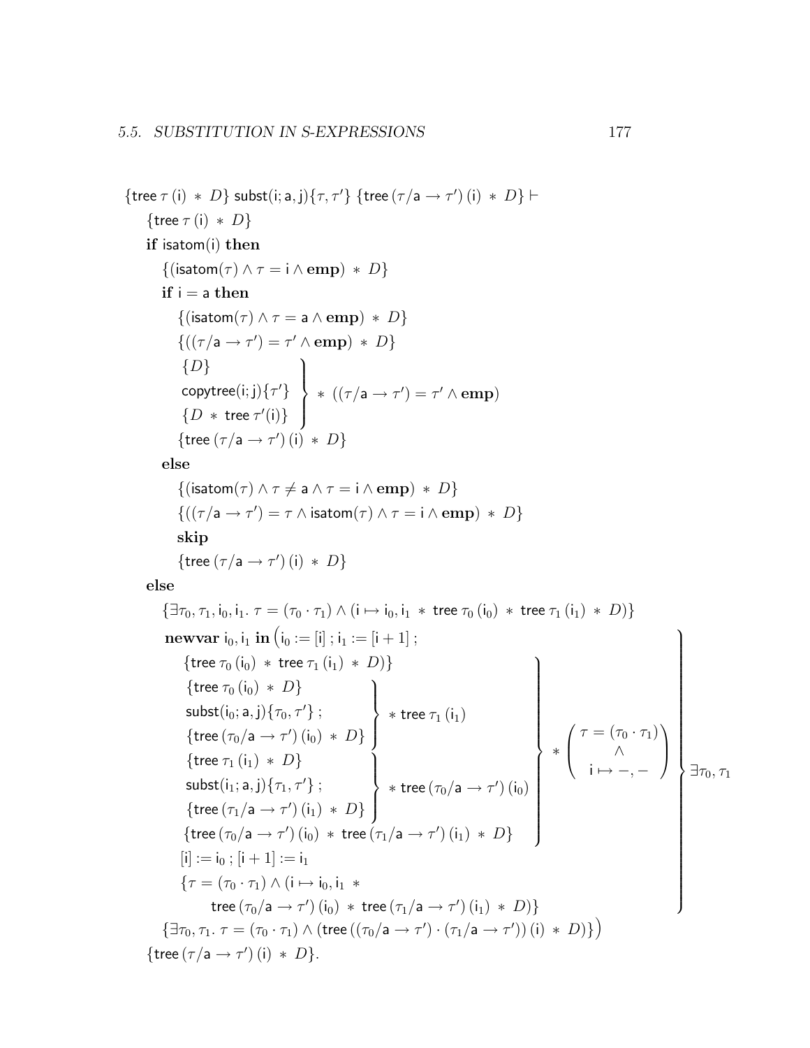$$
\begin{array}{l}
\{\mathsf{tree}\,\tau\,(\mathsf{i}) \,*\, D\}\ \mathsf{subst}(\mathsf{i};\mathsf{a},\mathsf{j})\{\tau,\tau'\}\ \{\mathsf{tree}\,(\tau/\mathsf{a}\to\tau')\,(\mathsf{i}) \,*\, D\} \vdash \\
\quad \{\mathsf{tree}\,\tau\,(\mathsf{i}) \,*\, D\} \\
\quad \textbf{if } \mathsf{isatom}(\mathsf{i}) \textbf{ then} \\
\qquad \{(\mathsf{isatom}(\tau) \wedge \tau = \mathsf{i} \wedge \mathbf{emp}) \,*\, D\} \\
\qquad \textbf{if } \mathsf{i} = \mathsf{a} \textbf{ then} \\
\qquad\quad \{(\mathsf{isatom}(\tau) \wedge \tau = \mathsf{a} \wedge \mathbf{emp}) \,*\, D\} \\
\qquad\quad \{((\tau/\mathsf{a}\to\tau') = \tau' \wedge \mathbf{emp}) \,*\, D\} \\
\qquad\quad \left.\begin{array}{l}
\{D\} \\
\mathsf{copytree}(\mathsf{i};\mathsf{j})\{\tau'\} \\
\{D \,*\, \mathsf{tree}\,\tau'(\mathsf{i})\}
\end{array}\right\} \,*\, ((\tau/\mathsf{a}\to\tau') = \tau' \wedge \mathbf{emp}) \\
\qquad\quad \{\mathsf{tree}\,(\tau/\mathsf{a}\to\tau')\,(\mathsf{i}) \,*\, D\} \\
\qquad \textbf{else} \\
\qquad\quad \{(\mathsf{isatom}(\tau) \wedge \tau \neq \mathsf{a} \wedge \tau = \mathsf{i} \wedge \mathbf{emp}) \,*\, D\} \\
\qquad\quad \{((\tau/\mathsf{a}\to\tau') = \tau \wedge \mathsf{isatom}(\tau) \wedge \tau = \mathsf{i} \wedge \mathbf{emp}) \,*\, D\} \\
\qquad\quad \textbf{skip} \\
\qquad\quad \{\mathsf{tree}\,(\tau/\mathsf{a}\to\tau')\,(\mathsf{i}) \,*\, D\} \\
\quad \textbf{else} \\
\qquad \{\exists \tau_0,\tau_1,\mathsf{i}_0,\mathsf{i}_1.\ \tau = (\tau_0\cdot\tau_1) \wedge (\mathsf{i}\mapsto \mathsf{i}_0,\mathsf{i}_1 \,*\, \mathsf{tree}\,\tau_0\,(\mathsf{i}_0) \,*\, \mathsf{tree}\,\tau_1\,(\mathsf{i}_1) \,*\, D)\} \\
\qquad \left.\begin{array}{l}
\textbf{newvar } \mathsf{i}_0,\mathsf{i}_1 \textbf{ in } \big(\mathsf{i}_0 := [\mathsf{i}]\,;\, \mathsf{i}_1 := [\mathsf{i}+1]\,; \\
\quad \left.\begin{array}{l}
\{\mathsf{tree}\,\tau_0\,(\mathsf{i}_0) \,*\, \mathsf{tree}\,\tau_1\,(\mathsf{i}_1) \,*\, D)\} \\
\left.\begin{array}{l}
\{\mathsf{tree}\,\tau_0\,(\mathsf{i}_0) \,*\, D\} \\
\mathsf{subst}(\mathsf{i}_0;\mathsf{a},\mathsf{j})\{\tau_0,\tau'\}\,; \\
\{\mathsf{tree}\,(\tau_0/\mathsf{a}\to\tau')\,(\mathsf{i}_0) \,*\, D\}
\end{array}\right\} \,*\, \mathsf{tree}\,\tau_1\,(\mathsf{i}_1) \\
\left.\begin{array}{l}
\{\mathsf{tree}\,\tau_1\,(\mathsf{i}_1) \,*\, D\} \\
\mathsf{subst}(\mathsf{i}_1;\mathsf{a},\mathsf{j})\{\tau_1,\tau'\}\,; \\
\{\mathsf{tree}\,(\tau_1/\mathsf{a}\to\tau')\,(\mathsf{i}_1) \,*\, D\}
\end{array}\right\} \,*\, \mathsf{tree}\,(\tau_0/\mathsf{a}\to\tau')\,(\mathsf{i}_0) \\
\{\mathsf{tree}\,(\tau_0/\mathsf{a}\to\tau')\,(\mathsf{i}_0) \,*\, \mathsf{tree}\,(\tau_1/\mathsf{a}\to\tau')\,(\mathsf{i}_1) \,*\, D\}
\end{array}\right\} \,*\, \left(\begin{array}{c}\tau = (\tau_0\cdot\tau_1) \\ \wedge \\ \mathsf{i}\mapsto -,-\end{array}\right) \\
\quad [\mathsf{i}] := \mathsf{i}_0\,;\, [\mathsf{i}+1] := \mathsf{i}_1 \\
\quad \{\tau = (\tau_0\cdot\tau_1) \wedge (\mathsf{i}\mapsto \mathsf{i}_0,\mathsf{i}_1 \,* \\
\qquad\quad \mathsf{tree}\,(\tau_0/\mathsf{a}\to\tau')\,(\mathsf{i}_0) \,*\, \mathsf{tree}\,(\tau_1/\mathsf{a}\to\tau')\,(\mathsf{i}_1) \,*\, D)\}
\end{array}\right\} \exists \tau_0,\tau_1 \\
\qquad \{\exists \tau_0,\tau_1.\ \tau = (\tau_0\cdot\tau_1) \wedge (\mathsf{tree}\,((\tau_0/\mathsf{a}\to\tau')\cdot(\tau_1/\mathsf{a}\to\tau'))\,(\mathsf{i}) \,*\, D)\}\big) \\
\quad \{\mathsf{tree}\,(\tau/\mathsf{a}\to\tau')\,(\mathsf{i}) \,*\, D\}.
\end{array}
$$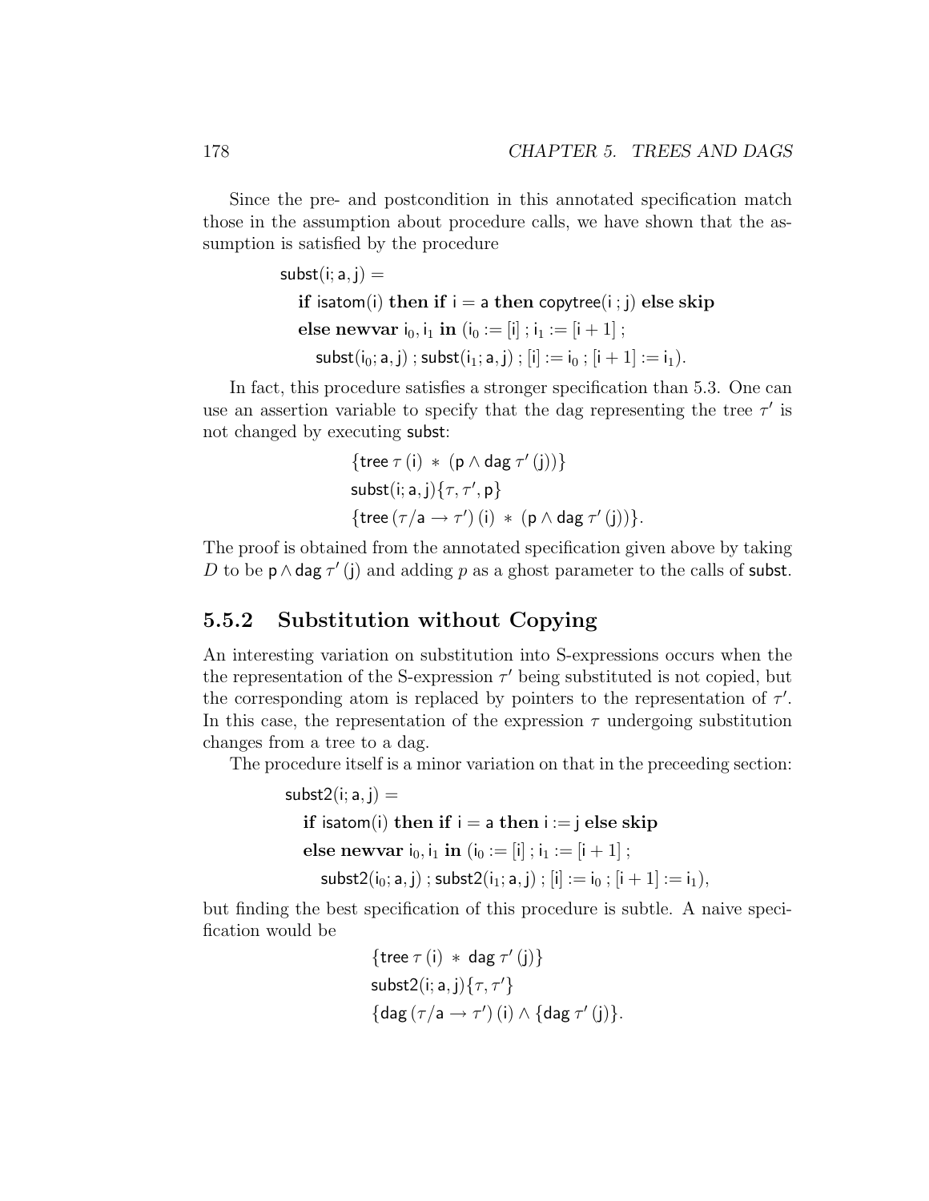Since the pre- and postcondition in this annotated specification match those in the assumption about procedure calls, we have shown that the assumption is satisfied by the procedure

$$\begin{aligned}
&\mathsf{subst}(\mathsf{i};\mathsf{a},\mathsf{j}) = \\
&\quad \textbf{if } \mathsf{isatom}(\mathsf{i}) \textbf{ then if } \mathsf{i} = \mathsf{a} \textbf{ then } \mathsf{copytree}(\mathsf{i}\,;\mathsf{j}) \textbf{ else skip} \\
&\quad \textbf{else newvar } \mathsf{i}_0, \mathsf{i}_1 \textbf{ in } (\mathsf{i}_0 := [\mathsf{i}]\,;\mathsf{i}_1 := [\mathsf{i}+1]\,; \\
&\qquad \mathsf{subst}(\mathsf{i}_0;\mathsf{a},\mathsf{j})\,;\mathsf{subst}(\mathsf{i}_1;\mathsf{a},\mathsf{j})\,;[\mathsf{i}] := \mathsf{i}_0\,;[\mathsf{i}+1] := \mathsf{i}_1).
\end{aligned}$$

In fact, this procedure satisfies a stronger specification than 5.3. One can use an assertion variable to specify that the dag representing the tree $\tau'$ is not changed by executing subst:

$$\begin{aligned}
&\{\mathsf{tree}\;\tau\,(\mathsf{i}) \;*\; (\mathsf{p} \wedge \mathsf{dag}\;\tau'\,(\mathsf{j}))\} \\
&\mathsf{subst}(\mathsf{i};\mathsf{a},\mathsf{j})\{\tau,\tau',\mathsf{p}\} \\
&\{\mathsf{tree}\,(\tau/\mathsf{a} \to \tau')\,(\mathsf{i}) \;*\; (\mathsf{p} \wedge \mathsf{dag}\;\tau'\,(\mathsf{j}))\}.
\end{aligned}$$

The proof is obtained from the annotated specification given above by taking $D$ to be $\mathsf{p} \wedge \mathsf{dag}\;\tau'\,(\mathsf{j})$ and adding $p$ as a ghost parameter to the calls of subst.

## 5.5.2 Substitution without Copying

An interesting variation on substitution into S-expressions occurs when the the representation of the S-expression $\tau'$ being substituted is not copied, but the corresponding atom is replaced by pointers to the representation of $\tau'$. In this case, the representation of the expression $\tau$ undergoing substitution changes from a tree to a dag.

The procedure itself is a minor variation on that in the preceeding section:

$$\begin{aligned}
&\mathsf{subst2}(\mathsf{i};\mathsf{a},\mathsf{j}) = \\
&\quad \textbf{if } \mathsf{isatom}(\mathsf{i}) \textbf{ then if } \mathsf{i} = \mathsf{a} \textbf{ then } \mathsf{i} := \mathsf{j} \textbf{ else skip} \\
&\quad \textbf{else newvar } \mathsf{i}_0, \mathsf{i}_1 \textbf{ in } (\mathsf{i}_0 := [\mathsf{i}]\,;\mathsf{i}_1 := [\mathsf{i}+1]\,; \\
&\qquad \mathsf{subst2}(\mathsf{i}_0;\mathsf{a},\mathsf{j})\,;\mathsf{subst2}(\mathsf{i}_1;\mathsf{a},\mathsf{j})\,;[\mathsf{i}] := \mathsf{i}_0\,;[\mathsf{i}+1] := \mathsf{i}_1),
\end{aligned}$$

but finding the best specification of this procedure is subtle. A naive specification would be

$$\begin{aligned}
&\{\mathsf{tree}\;\tau\,(\mathsf{i}) \;*\; \mathsf{dag}\;\tau'\,(\mathsf{j})\} \\
&\mathsf{subst2}(\mathsf{i};\mathsf{a},\mathsf{j})\{\tau,\tau'\} \\
&\{\mathsf{dag}\,(\tau/\mathsf{a} \to \tau')\,(\mathsf{i}) \wedge \{\mathsf{dag}\;\tau'\,(\mathsf{j})\}.
\end{aligned}$$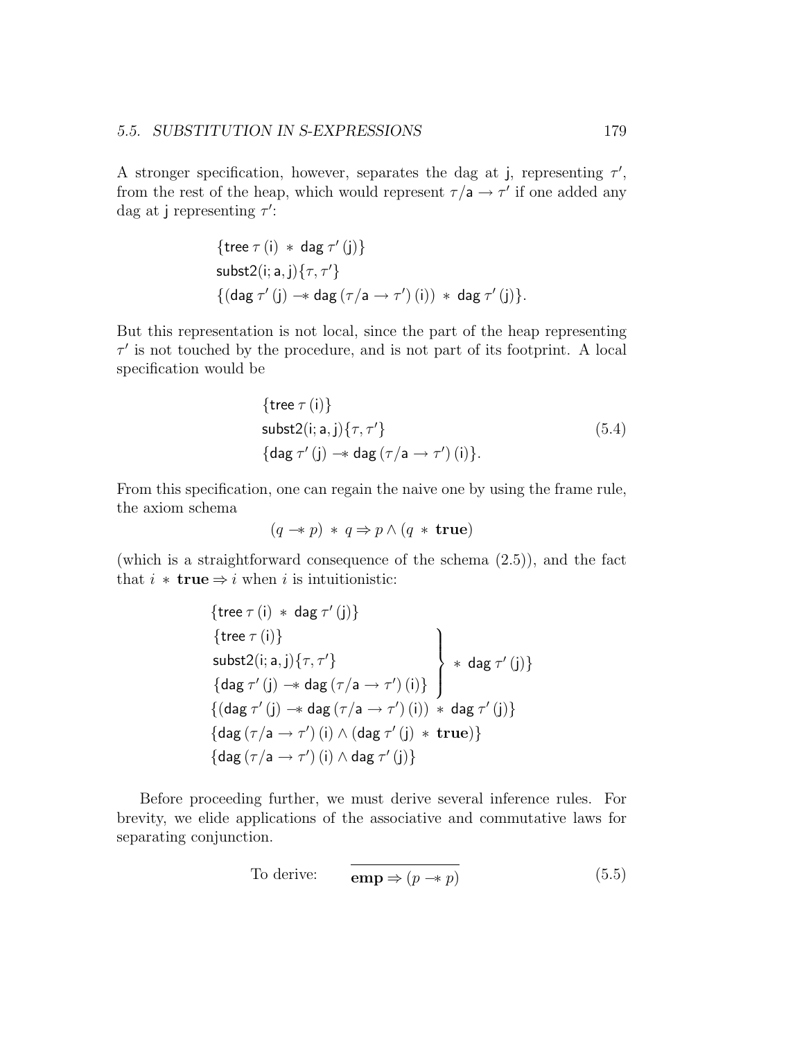A stronger specification, however, separates the dag at j, representing $\tau'$, from the rest of the heap, which would represent $\tau/\mathsf{a} \to \tau'$ if one added any dag at j representing $\tau'$:

$$
\begin{aligned}
&\{\mathsf{tree}\,\tau\,(\mathsf{i}) \,*\, \mathsf{dag}\,\tau'\,(\mathsf{j})\}\\
&\mathsf{subst2}(\mathsf{i};\mathsf{a},\mathsf{j})\{\tau,\tau'\}\\
&\{(\mathsf{dag}\,\tau'\,(\mathsf{j}) \mathrel{-\!\!*} \mathsf{dag}\,(\tau/\mathsf{a} \to \tau')\,(\mathsf{i})) \,*\, \mathsf{dag}\,\tau'\,(\mathsf{j})\}.
\end{aligned}
$$

But this representation is not local, since the part of the heap representing $\tau'$ is not touched by the procedure, and is not part of its footprint. A local specification would be

$$
\begin{aligned}
&\{\mathsf{tree}\,\tau\,(\mathsf{i})\}\\
&\mathsf{subst2}(\mathsf{i};\mathsf{a},\mathsf{j})\{\tau,\tau'\}\\
&\{\mathsf{dag}\,\tau'\,(\mathsf{j}) \mathrel{-\!\!*} \mathsf{dag}\,(\tau/\mathsf{a} \to \tau')\,(\mathsf{i})\}.
\end{aligned}
\tag{5.4}
$$

From this specification, one can regain the naive one by using the frame rule, the axiom schema

$$(q \mathrel{-\!\!*} p) \,*\, q \Rightarrow p \wedge (q \,*\, \mathbf{true})$$

(which is a straightforward consequence of the schema (2.5)), and the fact that $i \,*\, \mathbf{true} \Rightarrow i$ when $i$ is intuitionistic:

$$
\begin{aligned}
&\{\mathsf{tree}\,\tau\,(\mathsf{i}) \,*\, \mathsf{dag}\,\tau'\,(\mathsf{j})\}\\
&\left.\begin{aligned}
&\{\mathsf{tree}\,\tau\,(\mathsf{i})\}\\
&\mathsf{subst2}(\mathsf{i};\mathsf{a},\mathsf{j})\{\tau,\tau'\}\\
&\{\mathsf{dag}\,\tau'\,(\mathsf{j}) \mathrel{-\!\!*} \mathsf{dag}\,(\tau/\mathsf{a} \to \tau')\,(\mathsf{i})\}
\end{aligned}\right\} \,*\, \mathsf{dag}\,\tau'\,(\mathsf{j})\}\\
&\{(\mathsf{dag}\,\tau'\,(\mathsf{j}) \mathrel{-\!\!*} \mathsf{dag}\,(\tau/\mathsf{a} \to \tau')\,(\mathsf{i})) \,*\, \mathsf{dag}\,\tau'\,(\mathsf{j})\}\\
&\{\mathsf{dag}\,(\tau/\mathsf{a} \to \tau')\,(\mathsf{i}) \wedge (\mathsf{dag}\,\tau'\,(\mathsf{j}) \,*\, \mathbf{true})\}\\
&\{\mathsf{dag}\,(\tau/\mathsf{a} \to \tau')\,(\mathsf{i}) \wedge \mathsf{dag}\,\tau'\,(\mathsf{j})\}
\end{aligned}
$$

Before proceeding further, we must derive several inference rules. For brevity, we elide applications of the associative and commutative laws for separating conjunction.

To derive:

$$\frac{}{\mathbf{emp} \Rightarrow (p \mathrel{-\!\!*} p)} \tag{5.5}$$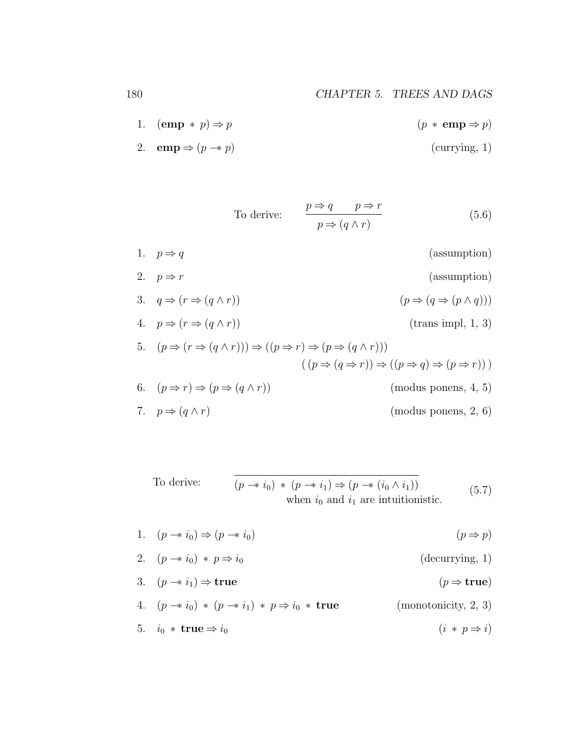1. $(\mathbf{emp} \ast p) \Rightarrow p$ $\qquad (p \ast \mathbf{emp} \Rightarrow p)$

2. $\mathbf{emp} \Rightarrow (p -\!\!\ast\, p)$ $\qquad$ (currying, 1)

To derive:

$$\frac{p \Rightarrow q \qquad p \Rightarrow r}{p \Rightarrow (q \wedge r)} \tag{5.6}$$

1. $p \Rightarrow q$ $\qquad$ (assumption)

2. $p \Rightarrow r$ $\qquad$ (assumption)

3. $q \Rightarrow (r \Rightarrow (q \wedge r))$ $\qquad (p \Rightarrow (q \Rightarrow (p \wedge q)))$

4. $p \Rightarrow (r \Rightarrow (q \wedge r))$ $\qquad$ (trans impl, 1, 3)

5. $(p \Rightarrow (r \Rightarrow (q \wedge r))) \Rightarrow ((p \Rightarrow r) \Rightarrow (p \Rightarrow (q \wedge r)))$
   $\qquad ((p \Rightarrow (q \Rightarrow r)) \Rightarrow ((p \Rightarrow q) \Rightarrow (p \Rightarrow r)))$

6. $(p \Rightarrow r) \Rightarrow (p \Rightarrow (q \wedge r))$ $\qquad$ (modus ponens, 4, 5)

7. $p \Rightarrow (q \wedge r)$ $\qquad$ (modus ponens, 2, 6)

To derive:

$$\frac{}{(p -\!\!\ast\, i_0) \ast (p -\!\!\ast\, i_1) \Rightarrow (p -\!\!\ast\, (i_0 \wedge i_1))} \tag{5.7}$$

when $i_0$ and $i_1$ are intuitionistic.

1. $(p -\!\!\ast\, i_0) \Rightarrow (p -\!\!\ast\, i_0)$ $\qquad (p \Rightarrow p)$

2. $(p -\!\!\ast\, i_0) \ast p \Rightarrow i_0$ $\qquad$ (decurrying, 1)

3. $(p -\!\!\ast\, i_1) \Rightarrow \mathbf{true}$ $\qquad (p \Rightarrow \mathbf{true})$

4. $(p -\!\!\ast\, i_0) \ast (p -\!\!\ast\, i_1) \ast p \Rightarrow i_0 \ast \mathbf{true}$ $\qquad$ (monotonicity, 2, 3)

5. $i_0 \ast \mathbf{true} \Rightarrow i_0$ $\qquad (i \ast p \Rightarrow i)$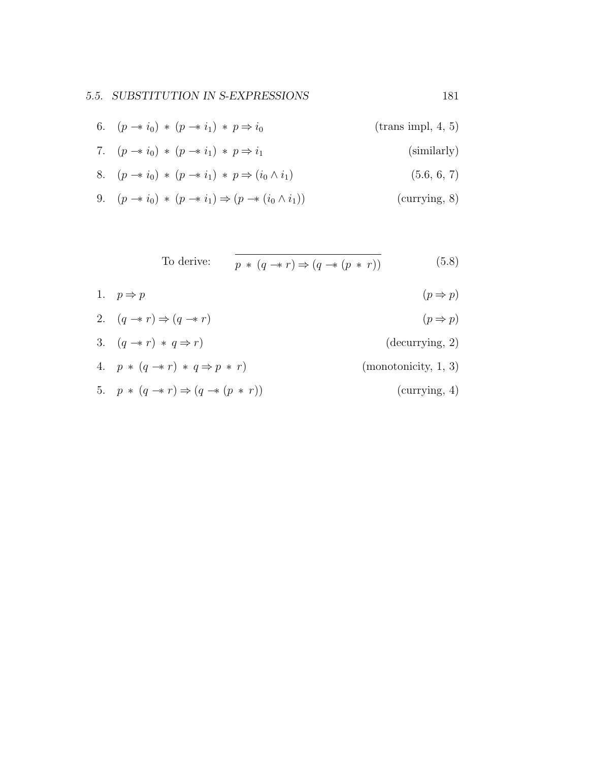6. $(p -\!\!* \; i_0) \, * \, (p -\!\!* \; i_1) \, * \, p \Rightarrow i_0$ (trans impl, 4, 5)

7. $(p -\!\!* \; i_0) \, * \, (p -\!\!* \; i_1) \, * \, p \Rightarrow i_1$ (similarly)

8. $(p -\!\!* \; i_0) \, * \, (p -\!\!* \; i_1) \, * \, p \Rightarrow (i_0 \wedge i_1)$ (5.6, 6, 7)

9. $(p -\!\!* \; i_0) \, * \, (p -\!\!* \; i_1) \Rightarrow (p -\!\!* \; (i_0 \wedge i_1))$ (currying, 8)

To derive:

$$\overline{p \, * \, (q -\!\!* \; r) \Rightarrow (q -\!\!* \; (p \, * \, r))} \qquad (5.8)$$

1. $p \Rightarrow p$ $(p \Rightarrow p)$

2. $(q -\!\!* \; r) \Rightarrow (q -\!\!* \; r)$ $(p \Rightarrow p)$

3. $(q -\!\!* \; r) \, * \, q \Rightarrow r)$ (decurrying, 2)

4. $p \, * \, (q -\!\!* \; r) \, * \, q \Rightarrow p \, * \, r)$ (monotonicity, 1, 3)

5. $p \, * \, (q -\!\!* \; r) \Rightarrow (q -\!\!* \; (p \, * \, r))$ (currying, 4)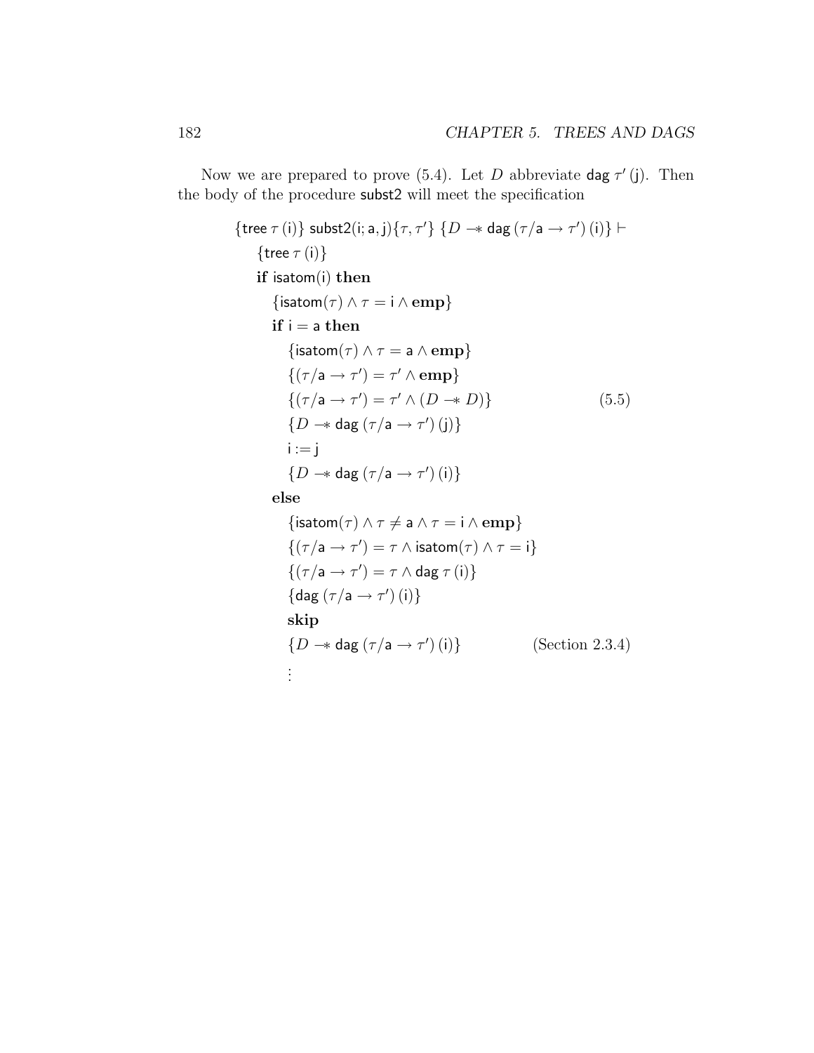Now we are prepared to prove (5.4). Let $D$ abbreviate $\mathsf{dag}\ \tau'\,(\mathsf{j})$. Then the body of the procedure $\mathsf{subst2}$ will meet the specification

$$
\begin{array}{ll}
\{\mathsf{tree}\ \tau\,(\mathsf{i})\}\ \mathsf{subst2}(\mathsf{i};\mathsf{a},\mathsf{j})\{\tau,\tau'\}\ \{D \mathrel{-\!\!*} \mathsf{dag}\,(\tau/\mathsf{a}\to\tau')\,(\mathsf{i})\} \vdash & \\
\quad \{\mathsf{tree}\ \tau\,(\mathsf{i})\} & \\
\quad \textbf{if}\ \mathsf{isatom}(\mathsf{i})\ \textbf{then} & \\
\quad\quad \{\mathsf{isatom}(\tau) \wedge \tau = \mathsf{i} \wedge \mathbf{emp}\} & \\
\quad\quad \textbf{if}\ \mathsf{i} = \mathsf{a}\ \textbf{then} & \\
\quad\quad\quad \{\mathsf{isatom}(\tau) \wedge \tau = \mathsf{a} \wedge \mathbf{emp}\} & \\
\quad\quad\quad \{(\tau/\mathsf{a}\to\tau') = \tau' \wedge \mathbf{emp}\} & \\
\quad\quad\quad \{(\tau/\mathsf{a}\to\tau') = \tau' \wedge (D \mathrel{-\!\!*} D)\} & (5.5) \\
\quad\quad\quad \{D \mathrel{-\!\!*} \mathsf{dag}\,(\tau/\mathsf{a}\to\tau')\,(\mathsf{j})\} & \\
\quad\quad\quad \mathsf{i} := \mathsf{j} & \\
\quad\quad\quad \{D \mathrel{-\!\!*} \mathsf{dag}\,(\tau/\mathsf{a}\to\tau')\,(\mathsf{i})\} & \\
\quad\quad \textbf{else} & \\
\quad\quad\quad \{\mathsf{isatom}(\tau) \wedge \tau \neq \mathsf{a} \wedge \tau = \mathsf{i} \wedge \mathbf{emp}\} & \\
\quad\quad\quad \{(\tau/\mathsf{a}\to\tau') = \tau \wedge \mathsf{isatom}(\tau) \wedge \tau = \mathsf{i}\} & \\
\quad\quad\quad \{(\tau/\mathsf{a}\to\tau') = \tau \wedge \mathsf{dag}\ \tau\,(\mathsf{i})\} & \\
\quad\quad\quad \{\mathsf{dag}\,(\tau/\mathsf{a}\to\tau')\,(\mathsf{i})\} & \\
\quad\quad\quad \textbf{skip} & \\
\quad\quad\quad \{D \mathrel{-\!\!*} \mathsf{dag}\,(\tau/\mathsf{a}\to\tau')\,(\mathsf{i})\} & \text{(Section 2.3.4)} \\
\quad\quad\quad \vdots &
\end{array}
$$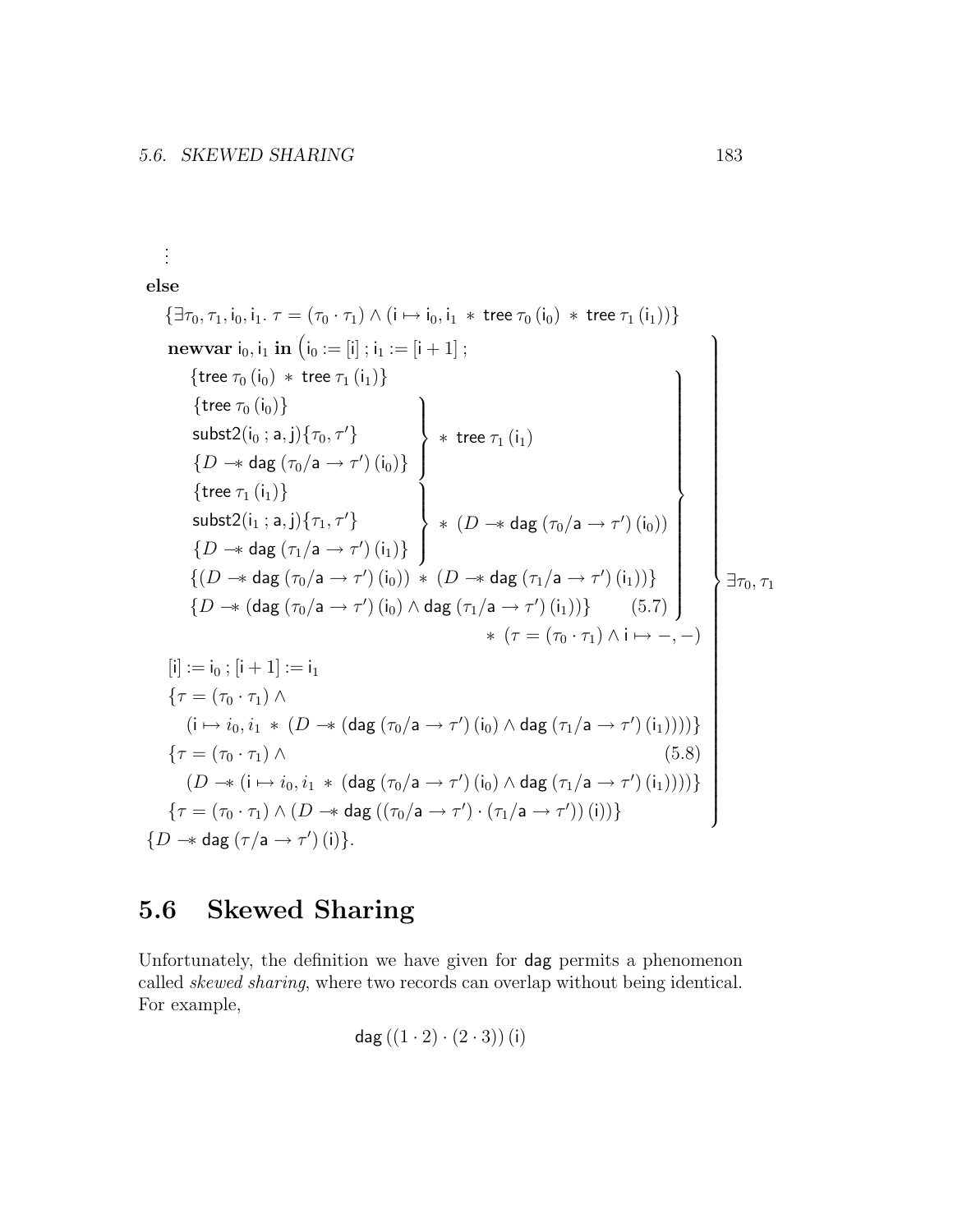⋮

**else**

$$\{\exists \tau_0, \tau_1, \mathsf{i}_0, \mathsf{i}_1.\ \tau = (\tau_0 \cdot \tau_1) \wedge (\mathsf{i} \mapsto \mathsf{i}_0, \mathsf{i}_1 \ * \ \mathsf{tree}\ \tau_0\,(\mathsf{i}_0) \ * \ \mathsf{tree}\ \tau_1\,(\mathsf{i}_1))\}$$

$$\left.\begin{array}{l}
\textbf{newvar}\ \mathsf{i}_0, \mathsf{i}_1\ \textbf{in}\ \big(\mathsf{i}_0 := [\mathsf{i}]\,;\, \mathsf{i}_1 := [\mathsf{i}+1]\,; \\
\quad \left.\begin{array}{l}
\{\mathsf{tree}\ \tau_0\,(\mathsf{i}_0) \ * \ \mathsf{tree}\ \tau_1\,(\mathsf{i}_1)\} \\
\left.\begin{array}{l}
\{\mathsf{tree}\ \tau_0\,(\mathsf{i}_0)\} \\
\mathsf{subst2}(\mathsf{i}_0\,;\,\mathsf{a},\mathsf{j})\{\tau_0, \tau'\} \\
\{D \mathrel{-\!\!*} \mathsf{dag}\ (\tau_0/\mathsf{a} \to \tau')\,(\mathsf{i}_0)\}
\end{array}\right\} \ * \ \mathsf{tree}\ \tau_1\,(\mathsf{i}_1) \\
\left.\begin{array}{l}
\{\mathsf{tree}\ \tau_1\,(\mathsf{i}_1)\} \\
\mathsf{subst2}(\mathsf{i}_1\,;\,\mathsf{a},\mathsf{j})\{\tau_1, \tau'\} \\
\{D \mathrel{-\!\!*} \mathsf{dag}\ (\tau_1/\mathsf{a} \to \tau')\,(\mathsf{i}_1)\}
\end{array}\right\} \ * \ (D \mathrel{-\!\!*} \mathsf{dag}\ (\tau_0/\mathsf{a} \to \tau')\,(\mathsf{i}_0)) \\
\{(D \mathrel{-\!\!*} \mathsf{dag}\ (\tau_0/\mathsf{a} \to \tau')\,(\mathsf{i}_0)) \ * \ (D \mathrel{-\!\!*} \mathsf{dag}\ (\tau_1/\mathsf{a} \to \tau')\,(\mathsf{i}_1))\} \\
\{D \mathrel{-\!\!*} (\mathsf{dag}\ (\tau_0/\mathsf{a} \to \tau')\,(\mathsf{i}_0) \wedge \mathsf{dag}\ (\tau_1/\mathsf{a} \to \tau')\,(\mathsf{i}_1))\} \qquad (5.7)
\end{array}\right\} \\
\qquad\qquad\qquad\qquad\qquad\qquad * \ (\tau = (\tau_0 \cdot \tau_1) \wedge \mathsf{i} \mapsto -,-) \\
[\mathsf{i}] := \mathsf{i}_0\,;\, [\mathsf{i}+1] := \mathsf{i}_1 \\
\{\tau = (\tau_0 \cdot \tau_1) \wedge \\
\quad (\mathsf{i} \mapsto i_0, i_1 \ * \ (D \mathrel{-\!\!*} (\mathsf{dag}\ (\tau_0/\mathsf{a} \to \tau')\,(\mathsf{i}_0) \wedge \mathsf{dag}\ (\tau_1/\mathsf{a} \to \tau')\,(\mathsf{i}_1))))\} \\
\{\tau = (\tau_0 \cdot \tau_1) \wedge \qquad\qquad\qquad\qquad\qquad\qquad\qquad\qquad (5.8) \\
\quad (D \mathrel{-\!\!*} (\mathsf{i} \mapsto i_0, i_1 \ * \ (\mathsf{dag}\ (\tau_0/\mathsf{a} \to \tau')\,(\mathsf{i}_0) \wedge \mathsf{dag}\ (\tau_1/\mathsf{a} \to \tau')\,(\mathsf{i}_1))))\} \\
\{\tau = (\tau_0 \cdot \tau_1) \wedge (D \mathrel{-\!\!*} \mathsf{dag}\ ((\tau_0/\mathsf{a} \to \tau') \cdot (\tau_1/\mathsf{a} \to \tau'))\,(\mathsf{i}))\}
\end{array}\right\} \exists \tau_0, \tau_1$$

$$\{D \mathrel{-\!\!*} \mathsf{dag}\ (\tau/\mathsf{a} \to \tau')\,(\mathsf{i})\}.$$

## 5.6 Skewed Sharing

Unfortunately, the definition we have given for dag permits a phenomenon called *skewed sharing*, where two records can overlap without being identical. For example,

$$\mathsf{dag}\ ((1 \cdot 2) \cdot (2 \cdot 3))\,(\mathsf{i})$$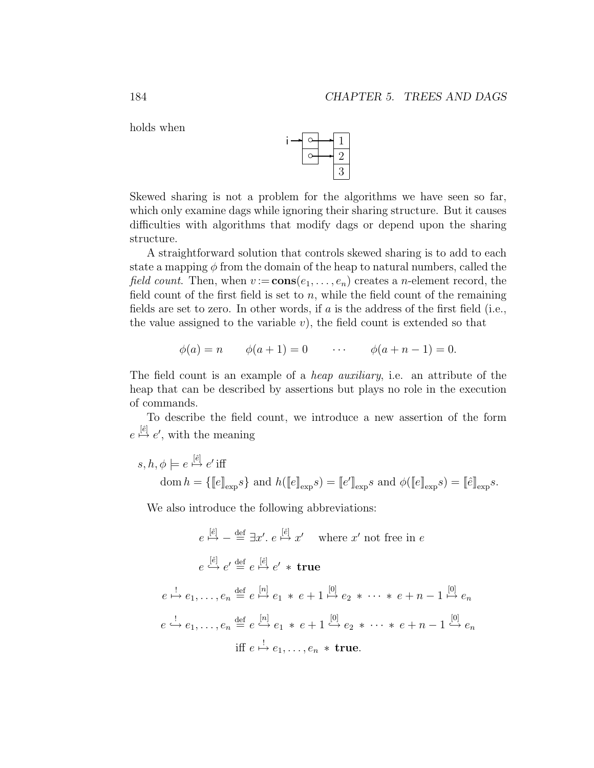holds when

Skewed sharing is not a problem for the algorithms we have seen so far, which only examine dags while ignoring their sharing structure. But it causes difficulties with algorithms that modify dags or depend upon the sharing structure.

A straightforward solution that controls skewed sharing is to add to each state a mapping $\phi$ from the domain of the heap to natural numbers, called the *field count*. Then, when $v := \mathbf{cons}(e_1, \ldots, e_n)$ creates a $n$-element record, the field count of the first field is set to $n$, while the field count of the remaining fields are set to zero. In other words, if $a$ is the address of the first field (i.e., the value assigned to the variable $v$), the field count is extended so that

$$\phi(a) = n \qquad \phi(a+1) = 0 \qquad \cdots \qquad \phi(a+n-1) = 0.$$

The field count is an example of a *heap auxiliary*, i.e. an attribute of the heap that can be described by assertions but plays no role in the execution of commands.

To describe the field count, we introduce a new assertion of the form $e \overset{[\hat{e}]}{\mapsto} e'$, with the meaning

$$s, h, \phi \models e \overset{[\hat{e}]}{\mapsto} e' \text{ iff}$$
$$\operatorname{dom} h = \{[\![e]\!]_{\exp} s\} \text{ and } h([\![e]\!]_{\exp} s) = [\![e']\!]_{\exp} s \text{ and } \phi([\![e]\!]_{\exp} s) = [\![\hat{e}]\!]_{\exp} s.$$

We also introduce the following abbreviations:

$$e \overset{[\hat{e}]}{\mapsto} - \overset{\text{def}}{=} \exists x'.\; e \overset{[\hat{e}]}{\mapsto} x' \quad \text{ where } x' \text{ not free in } e$$

$$e \overset{[\hat{e}]}{\hookrightarrow} e' \overset{\text{def}}{=} e \overset{[\hat{e}]}{\mapsto} e' \,*\, \mathbf{true}$$

$$e \overset{!}{\mapsto} e_1, \ldots, e_n \overset{\text{def}}{=} e \overset{[n]}{\mapsto} e_1 \,*\, e+1 \overset{[0]}{\mapsto} e_2 \,*\, \cdots \,*\, e+n-1 \overset{[0]}{\mapsto} e_n$$

$$e \overset{!}{\hookrightarrow} e_1, \ldots, e_n \overset{\text{def}}{=} e \overset{[n]}{\hookrightarrow} e_1 \,*\, e+1 \overset{[0]}{\hookrightarrow} e_2 \,*\, \cdots \,*\, e+n-1 \overset{[0]}{\hookrightarrow} e_n$$

$$\text{iff } e \overset{!}{\mapsto} e_1, \ldots, e_n \,*\, \mathbf{true}.$$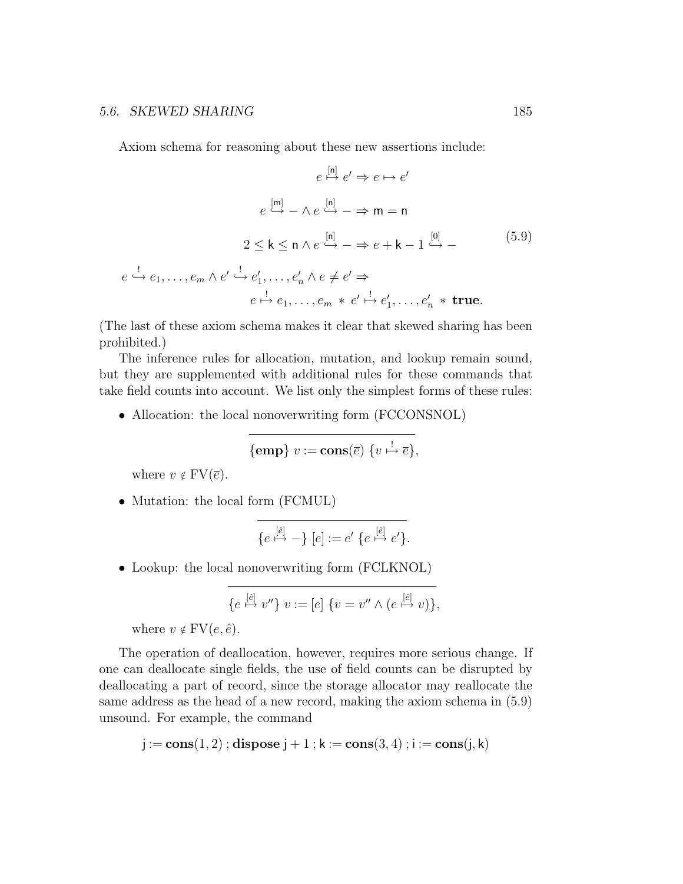Axiom schema for reasoning about these new assertions include:

$$
\begin{gathered}
e \overset{[\mathsf{n}]}{\mapsto} e' \Rightarrow e \mapsto e' \\
e \overset{[\mathsf{m}]}{\hookrightarrow} - \wedge\, e \overset{[\mathsf{n}]}{\hookrightarrow} - \Rightarrow \mathsf{m} = \mathsf{n} \\
2 \leq \mathsf{k} \leq \mathsf{n} \wedge e \overset{[\mathsf{n}]}{\hookrightarrow} - \Rightarrow e + \mathsf{k} - 1 \overset{[0]}{\hookrightarrow} -
\end{gathered}
\tag{5.9}
$$

$$
\begin{aligned}
&e \overset{!}{\hookrightarrow} e_1, \ldots, e_m \wedge e' \overset{!}{\hookrightarrow} e'_1, \ldots, e'_n \wedge e \neq e' \Rightarrow \\
&\qquad\qquad e \overset{!}{\mapsto} e_1, \ldots, e_m \,*\, e' \overset{!}{\mapsto} e'_1, \ldots, e'_n \,*\, \mathbf{true}.
\end{aligned}
$$

(The last of these axiom schema makes it clear that skewed sharing has been prohibited.)

The inference rules for allocation, mutation, and lookup remain sound, but they are supplemented with additional rules for these commands that take field counts into account. We list only the simplest forms of these rules:

- Allocation: the local nonoverwriting form (FCCONSNOL)

  $$\frac{}{\{\mathbf{emp}\}\ v := \mathbf{cons}(\overline{e})\ \{v \overset{!}{\mapsto} \overline{e}\}},$$

  where $v \notin \mathrm{FV}(\overline{e})$.

- Mutation: the local form (FCMUL)

  $$\frac{}{\{e \overset{[\hat{e}]}{\mapsto} -\}\ [e] := e'\ \{e \overset{[\hat{e}]}{\mapsto} e'\}}.$$

- Lookup: the local nonoverwriting form (FCLKNOL)

  $$\frac{}{\{e \overset{[\hat{e}]}{\mapsto} v''\}\ v := [e]\ \{v = v'' \wedge (e \overset{[\hat{e}]}{\mapsto} v)\}},$$

  where $v \notin \mathrm{FV}(e, \hat{e})$.

The operation of deallocation, however, requires more serious change. If one can deallocate single fields, the use of field counts can be disrupted by deallocating a part of record, since the storage allocator may reallocate the same address as the head of a new record, making the axiom schema in (5.9) unsound. For example, the command

$$\mathsf{j} := \mathbf{cons}(1, 2)\ ; \mathbf{dispose}\ \mathsf{j} + 1\ ; \mathsf{k} := \mathbf{cons}(3, 4)\ ; \mathsf{i} := \mathbf{cons}(\mathsf{j}, \mathsf{k})$$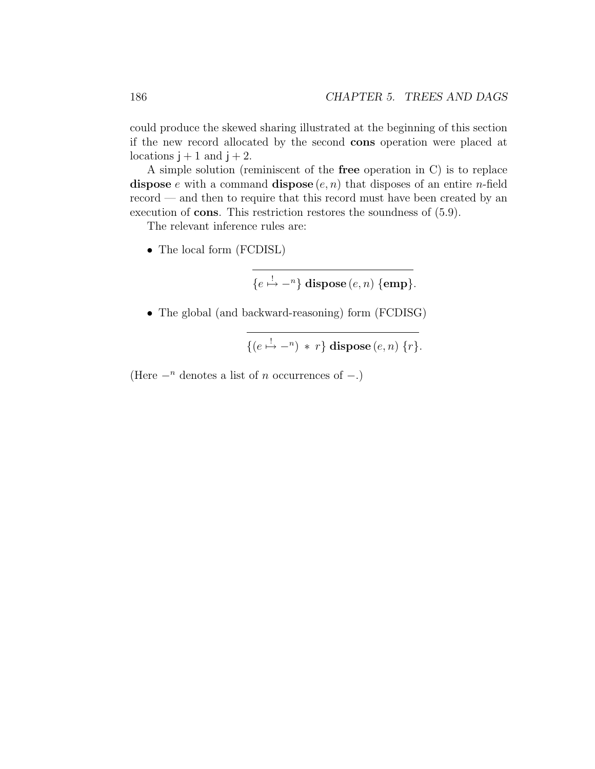could produce the skewed sharing illustrated at the beginning of this section if the new record allocated by the second **cons** operation were placed at locations $\mathsf{j} + 1$ and $\mathsf{j} + 2$.

A simple solution (reminiscent of the **free** operation in C) is to replace **dispose** $e$ with a command **dispose** $(e, n)$ that disposes of an entire $n$-field record — and then to require that this record must have been created by an execution of **cons**. This restriction restores the soundness of (5.9).

The relevant inference rules are:

- The local form (FCDISL)

$$\frac{}{\{e \overset{!}{\mapsto} -^n\}\ \textbf{dispose}\,(e, n)\ \{\textbf{emp}\}.}$$

- The global (and backward-reasoning) form (FCDISG)

$$\frac{}{\{(e \overset{!}{\mapsto} -^n)\ *\ r\}\ \textbf{dispose}\,(e, n)\ \{r\}.}$$

(Here $-^n$ denotes a list of $n$ occurrences of $-$.)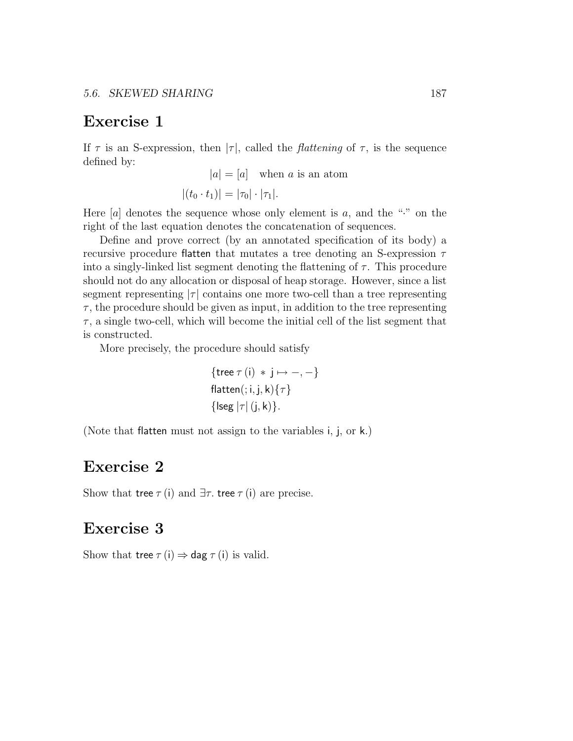## Exercise 1

If $\tau$ is an S-expression, then $|\tau|$, called the *flattening* of $\tau$, is the sequence defined by:

$$|a| = [a] \quad \text{when } a \text{ is an atom}$$

$$|(t_0 \cdot t_1)| = |\tau_0| \cdot |\tau_1|.$$

Here $[a]$ denotes the sequence whose only element is $a$, and the "$\cdot$" on the right of the last equation denotes the concatenation of sequences.

Define and prove correct (by an annotated specification of its body) a recursive procedure $\mathsf{flatten}$ that mutates a tree denoting an S-expression $\tau$ into a singly-linked list segment denoting the flattening of $\tau$. This procedure should not do any allocation or disposal of heap storage. However, since a list segment representing $|\tau|$ contains one more two-cell than a tree representing $\tau$, the procedure should be given as input, in addition to the tree representing $\tau$, a single two-cell, which will become the initial cell of the list segment that is constructed.

More precisely, the procedure should satisfy

$$\begin{array}{l}\{\mathsf{tree}\,\tau\,(\mathsf{i}) \;*\; \mathsf{j} \mapsto -, -\} \\ \mathsf{flatten}(;\mathsf{i}, \mathsf{j}, \mathsf{k})\{\tau\} \\ \{\mathsf{lseg}\,|\tau|\,(\mathsf{j}, \mathsf{k})\}.\end{array}$$

(Note that $\mathsf{flatten}$ must not assign to the variables $\mathsf{i}$, $\mathsf{j}$, or $\mathsf{k}$.)

## Exercise 2

Show that $\mathsf{tree}\,\tau\,(\mathsf{i})$ and $\exists\tau.\; \mathsf{tree}\,\tau\,(\mathsf{i})$ are precise.

## Exercise 3

Show that $\mathsf{tree}\,\tau\,(\mathsf{i}) \Rightarrow \mathsf{dag}\,\tau\,(\mathsf{i})$ is valid.